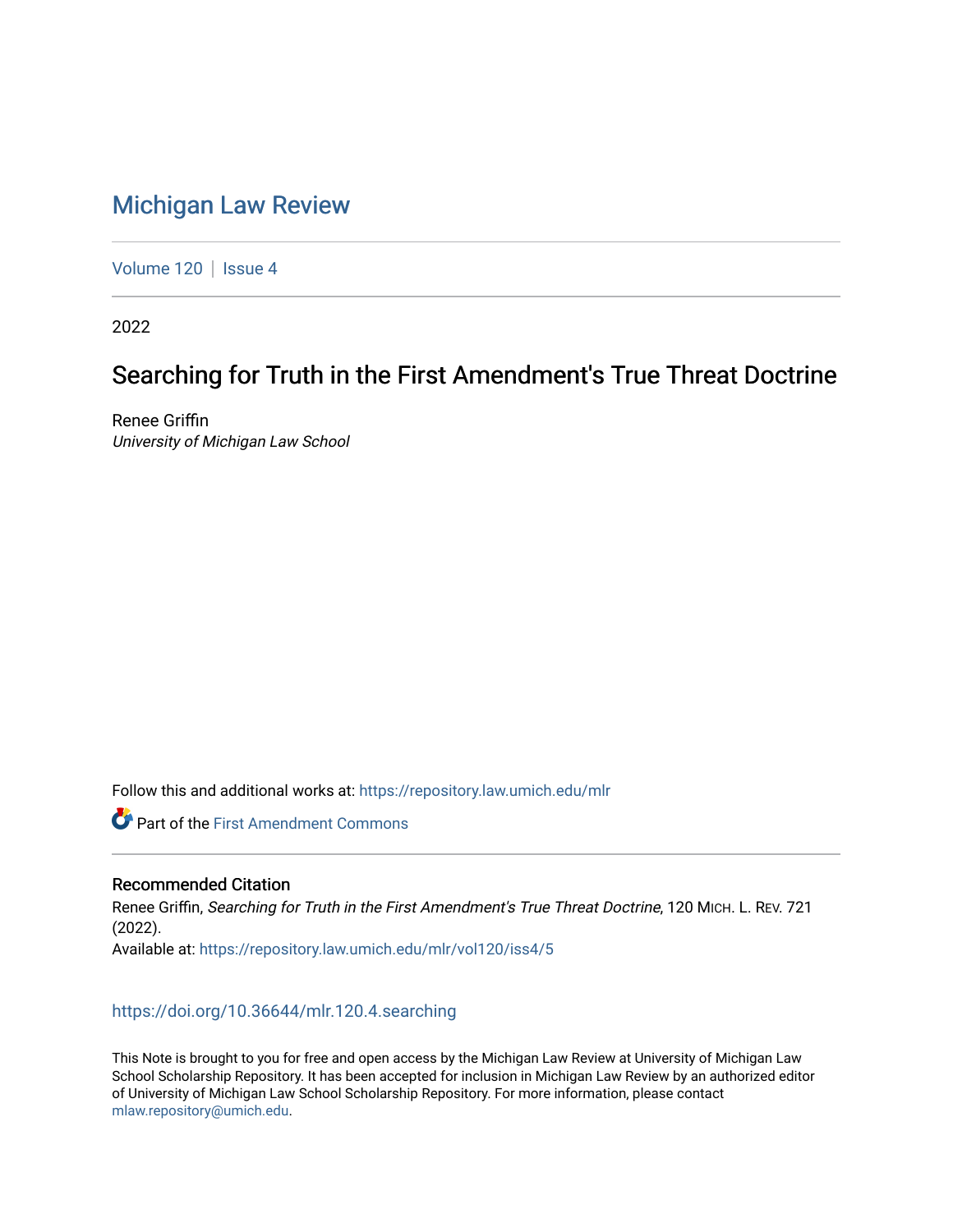# Michigan Law Review

Volume 120 | Issue 4

2022

## Searching for Truth in the First Amendment's True Threat Doctrine

Renee Griffin
*University of Michigan Law School*

Follow this and additional works at: https://repository.law.umich.edu/mlr

Part of the First Amendment Commons

### Recommended Citation

Renee Griffin, *Searching for Truth in the First Amendment's True Threat Doctrine*, 120 MICH. L. REV. 721 (2022).
Available at: https://repository.law.umich.edu/mlr/vol120/iss4/5

https://doi.org/10.36644/mlr.120.4.searching

This Note is brought to you for free and open access by the Michigan Law Review at University of Michigan Law School Scholarship Repository. It has been accepted for inclusion in Michigan Law Review by an authorized editor of University of Michigan Law School Scholarship Repository. For more information, please contact mlaw.repository@umich.edu.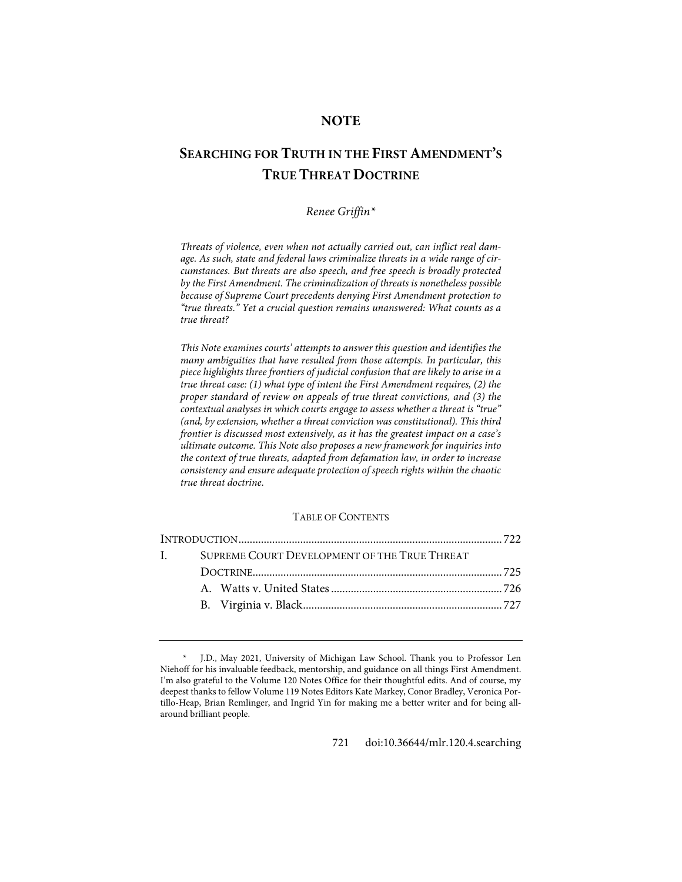# NOTE

# SEARCHING FOR TRUTH IN THE FIRST AMENDMENT'S TRUE THREAT DOCTRINE

*Renee Griffin*\*

*Threats of violence, even when not actually carried out, can inflict real damage. As such, state and federal laws criminalize threats in a wide range of circumstances. But threats are also speech, and free speech is broadly protected by the First Amendment. The criminalization of threats is nonetheless possible because of Supreme Court precedents denying First Amendment protection to "true threats." Yet a crucial question remains unanswered: What counts as a true threat?*

*This Note examines courts' attempts to answer this question and identifies the many ambiguities that have resulted from those attempts. In particular, this piece highlights three frontiers of judicial confusion that are likely to arise in a true threat case: (1) what type of intent the First Amendment requires, (2) the proper standard of review on appeals of true threat convictions, and (3) the contextual analyses in which courts engage to assess whether a threat is "true" (and, by extension, whether a threat conviction was constitutional). This third frontier is discussed most extensively, as it has the greatest impact on a case's ultimate outcome. This Note also proposes a new framework for inquiries into the context of true threats, adapted from defamation law, in order to increase consistency and ensure adequate protection of speech rights within the chaotic true threat doctrine.*

TABLE OF CONTENTS

INTRODUCTION .......... 722
I. SUPREME COURT DEVELOPMENT OF THE TRUE THREAT DOCTRINE .......... 725
 A. Watts v. United States .......... 726
 B. Virginia v. Black .......... 727

\* J.D., May 2021, University of Michigan Law School. Thank you to Professor Len Niehoff for his invaluable feedback, mentorship, and guidance on all things First Amendment. I'm also grateful to the Volume 120 Notes Office for their thoughtful edits. And of course, my deepest thanks to fellow Volume 119 Notes Editors Kate Markey, Conor Bradley, Veronica Portillo-Heap, Brian Remlinger, and Ingrid Yin for making me a better writer and for being all-around brilliant people.

doi:10.36644/mlr.120.4.searching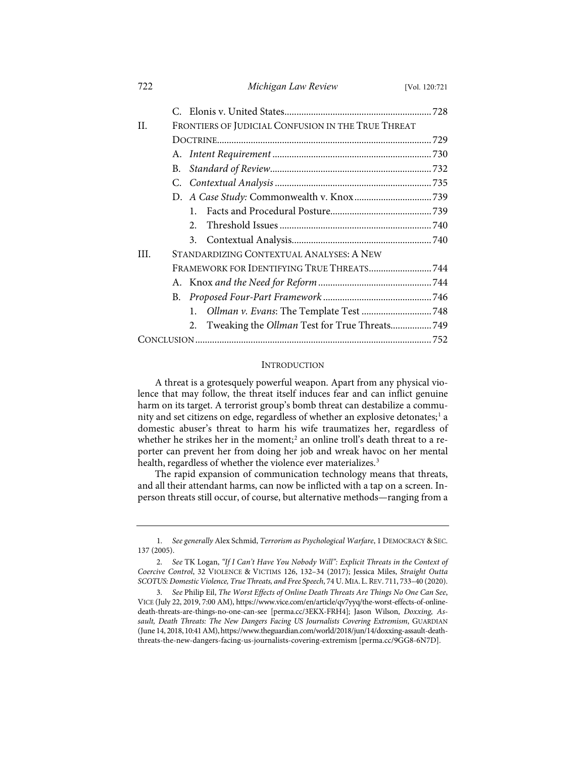C. Elonis v. United States ............................................................ 728

II. FRONTIERS OF JUDICIAL CONFUSION IN THE TRUE THREAT DOCTRINE ........................................................................................ 729

A. *Intent Requirement* ................................................................. 730

B. *Standard of Review* .................................................................. 732

C. *Contextual Analysis* ................................................................ 735

D. *A Case Study:* Commonwealth v. Knox ................................ 739

1. Facts and Procedural Posture ......................................... 739

2. Threshold Issues .............................................................. 740

3. Contextual Analysis ......................................................... 740

III. STANDARDIZING CONTEXTUAL ANALYSES: A NEW FRAMEWORK FOR IDENTIFYING TRUE THREATS ......................... 744

A. Knox *and the Need for Reform* .............................................. 744

B. *Proposed Four-Part Framework* ............................................ 746

1. *Ollman v. Evans*: The Template Test ............................ 748

2. Tweaking the *Ollman* Test for True Threats ................. 749

CONCLUSION ................................................................................................ 752

## INTRODUCTION

A threat is a grotesquely powerful weapon. Apart from any physical violence that may follow, the threat itself induces fear and can inflict genuine harm on its target. A terrorist group's bomb threat can destabilize a community and set citizens on edge, regardless of whether an explosive detonates;[1] a domestic abuser's threat to harm his wife traumatizes her, regardless of whether he strikes her in the moment;[2] an online troll's death threat to a reporter can prevent her from doing her job and wreak havoc on her mental health, regardless of whether the violence ever materializes.[3]

The rapid expansion of communication technology means that threats, and all their attendant harms, can now be inflicted with a tap on a screen. In-person threats still occur, of course, but alternative methods—ranging from a

---

1. *See generally* Alex Schmid, *Terrorism as Psychological Warfare*, 1 DEMOCRACY & SEC. 137 (2005).

2. *See* TK Logan, *"If I Can't Have You Nobody Will": Explicit Threats in the Context of Coercive Control*, 32 VIOLENCE & VICTIMS 126, 132–34 (2017); Jessica Miles, *Straight Outta SCOTUS: Domestic Violence, True Threats, and Free Speech*, 74 U. MIA. L. REV. 711, 733–40 (2020).

3. *See* Philip Eil, *The Worst Effects of Online Death Threats Are Things No One Can See*, VICE (July 22, 2019, 7:00 AM), https://www.vice.com/en/article/qv7yyq/the-worst-effects-of-online-death-threats-are-things-no-one-can-see [perma.cc/3EKX-FRH4]; Jason Wilson, *Doxxing, Assault, Death Threats: The New Dangers Facing US Journalists Covering Extremism*, GUARDIAN (June 14, 2018, 10:41 AM), https://www.theguardian.com/world/2018/jun/14/doxxing-assault-death-threats-the-new-dangers-facing-us-journalists-covering-extremism [perma.cc/9GG8-6N7D].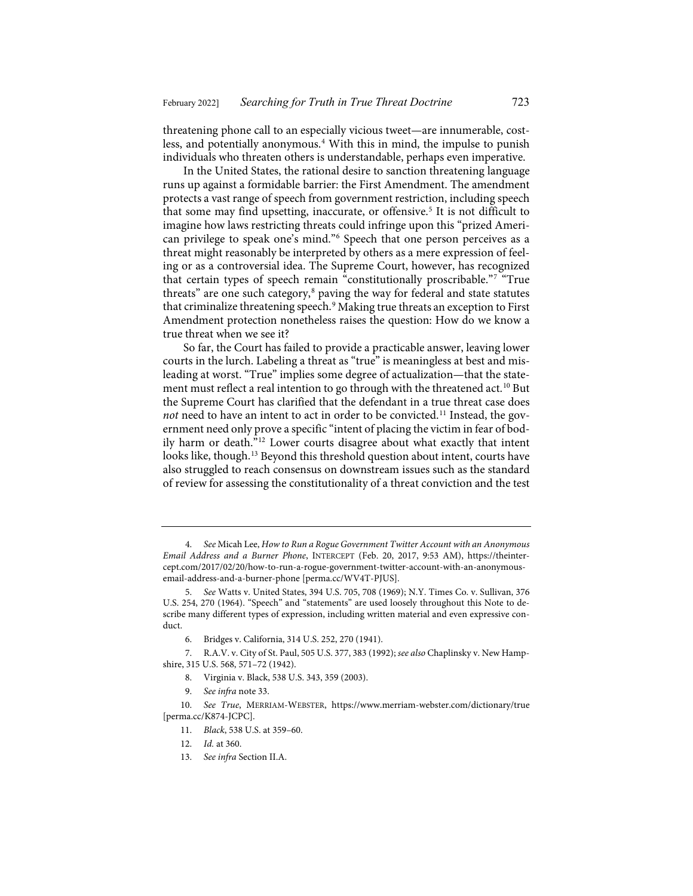threatening phone call to an especially vicious tweet—are innumerable, costless, and potentially anonymous.[4] With this in mind, the impulse to punish individuals who threaten others is understandable, perhaps even imperative.

In the United States, the rational desire to sanction threatening language runs up against a formidable barrier: the First Amendment. The amendment protects a vast range of speech from government restriction, including speech that some may find upsetting, inaccurate, or offensive.[5] It is not difficult to imagine how laws restricting threats could infringe upon this "prized American privilege to speak one's mind."[6] Speech that one person perceives as a threat might reasonably be interpreted by others as a mere expression of feeling or as a controversial idea. The Supreme Court, however, has recognized that certain types of speech remain "constitutionally proscribable."[7] "True threats" are one such category,[8] paving the way for federal and state statutes that criminalize threatening speech.[9] Making true threats an exception to First Amendment protection nonetheless raises the question: How do we know a true threat when we see it?

So far, the Court has failed to provide a practicable answer, leaving lower courts in the lurch. Labeling a threat as "true" is meaningless at best and misleading at worst. "True" implies some degree of actualization—that the statement must reflect a real intention to go through with the threatened act.[10] But the Supreme Court has clarified that the defendant in a true threat case does *not* need to have an intent to act in order to be convicted.[11] Instead, the government need only prove a specific "intent of placing the victim in fear of bodily harm or death."[12] Lower courts disagree about what exactly that intent looks like, though.[13] Beyond this threshold question about intent, courts have also struggled to reach consensus on downstream issues such as the standard of review for assessing the constitutionality of a threat conviction and the test

---

4. *See* Micah Lee, *How to Run a Rogue Government Twitter Account with an Anonymous Email Address and a Burner Phone*, INTERCEPT (Feb. 20, 2017, 9:53 AM), https://theintercept.com/2017/02/20/how-to-run-a-rogue-government-twitter-account-with-an-anonymous-email-address-and-a-burner-phone [perma.cc/WV4T-PJUS].

5. *See* Watts v. United States, 394 U.S. 705, 708 (1969); N.Y. Times Co. v. Sullivan, 376 U.S. 254, 270 (1964). "Speech" and "statements" are used loosely throughout this Note to describe many different types of expression, including written material and even expressive conduct.

6. Bridges v. California, 314 U.S. 252, 270 (1941).

7. R.A.V. v. City of St. Paul, 505 U.S. 377, 383 (1992); *see also* Chaplinsky v. New Hampshire, 315 U.S. 568, 571–72 (1942).

8. Virginia v. Black, 538 U.S. 343, 359 (2003).

9. *See infra* note 33.

10. *See True*, MERRIAM-WEBSTER, https://www.merriam-webster.com/dictionary/true [perma.cc/K874-JCPC].

11. *Black*, 538 U.S. at 359–60.

12. *Id.* at 360.

13. *See infra* Section II.A.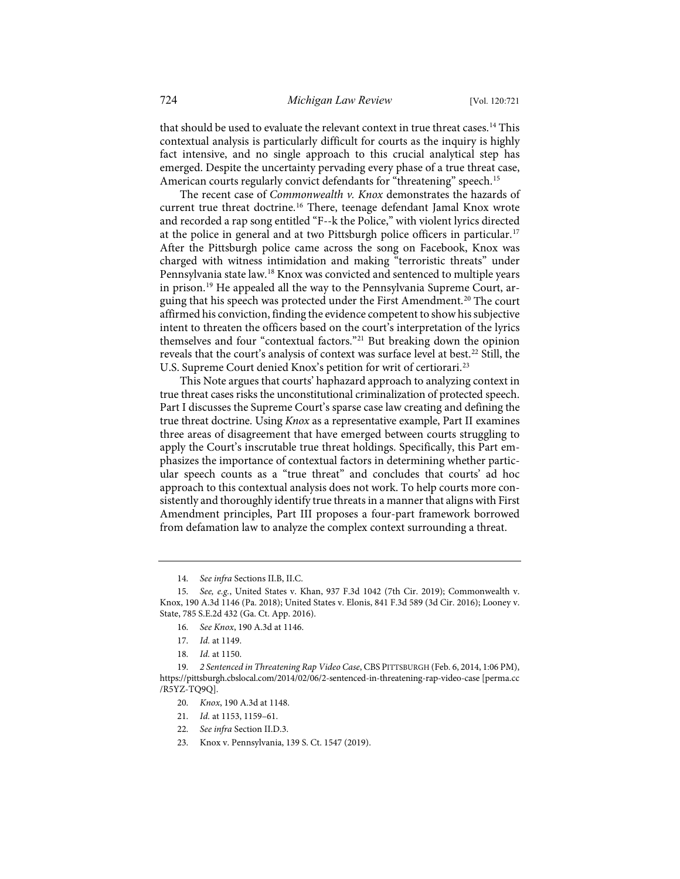that should be used to evaluate the relevant context in true threat cases.[14] This contextual analysis is particularly difficult for courts as the inquiry is highly fact intensive, and no single approach to this crucial analytical step has emerged. Despite the uncertainty pervading every phase of a true threat case, American courts regularly convict defendants for "threatening" speech.[15]

The recent case of *Commonwealth v. Knox* demonstrates the hazards of current true threat doctrine.[16] There, teenage defendant Jamal Knox wrote and recorded a rap song entitled "F--k the Police," with violent lyrics directed at the police in general and at two Pittsburgh police officers in particular.[17] After the Pittsburgh police came across the song on Facebook, Knox was charged with witness intimidation and making "terroristic threats" under Pennsylvania state law.[18] Knox was convicted and sentenced to multiple years in prison.[19] He appealed all the way to the Pennsylvania Supreme Court, arguing that his speech was protected under the First Amendment.[20] The court affirmed his conviction, finding the evidence competent to show his subjective intent to threaten the officers based on the court's interpretation of the lyrics themselves and four "contextual factors."[21] But breaking down the opinion reveals that the court's analysis of context was surface level at best.[22] Still, the U.S. Supreme Court denied Knox's petition for writ of certiorari.[23]

This Note argues that courts' haphazard approach to analyzing context in true threat cases risks the unconstitutional criminalization of protected speech. Part I discusses the Supreme Court's sparse case law creating and defining the true threat doctrine. Using *Knox* as a representative example, Part II examines three areas of disagreement that have emerged between courts struggling to apply the Court's inscrutable true threat holdings. Specifically, this Part emphasizes the importance of contextual factors in determining whether particular speech counts as a "true threat" and concludes that courts' ad hoc approach to this contextual analysis does not work. To help courts more consistently and thoroughly identify true threats in a manner that aligns with First Amendment principles, Part III proposes a four-part framework borrowed from defamation law to analyze the complex context surrounding a threat.

---

14. *See infra* Sections II.B, II.C.

15. *See, e.g.*, United States v. Khan, 937 F.3d 1042 (7th Cir. 2019); Commonwealth v. Knox, 190 A.3d 1146 (Pa. 2018); United States v. Elonis, 841 F.3d 589 (3d Cir. 2016); Looney v. State, 785 S.E.2d 432 (Ga. Ct. App. 2016).

16. *See Knox*, 190 A.3d at 1146.

17. *Id.* at 1149.

18. *Id.* at 1150.

19. *2 Sentenced in Threatening Rap Video Case*, CBS PITTSBURGH (Feb. 6, 2014, 1:06 PM), https://pittsburgh.cbslocal.com/2014/02/06/2-sentenced-in-threatening-rap-video-case [perma.cc/R5YZ-TQ9Q].

20. *Knox*, 190 A.3d at 1148.

21. *Id.* at 1153, 1159–61.

22. *See infra* Section II.D.3.

23. Knox v. Pennsylvania, 139 S. Ct. 1547 (2019).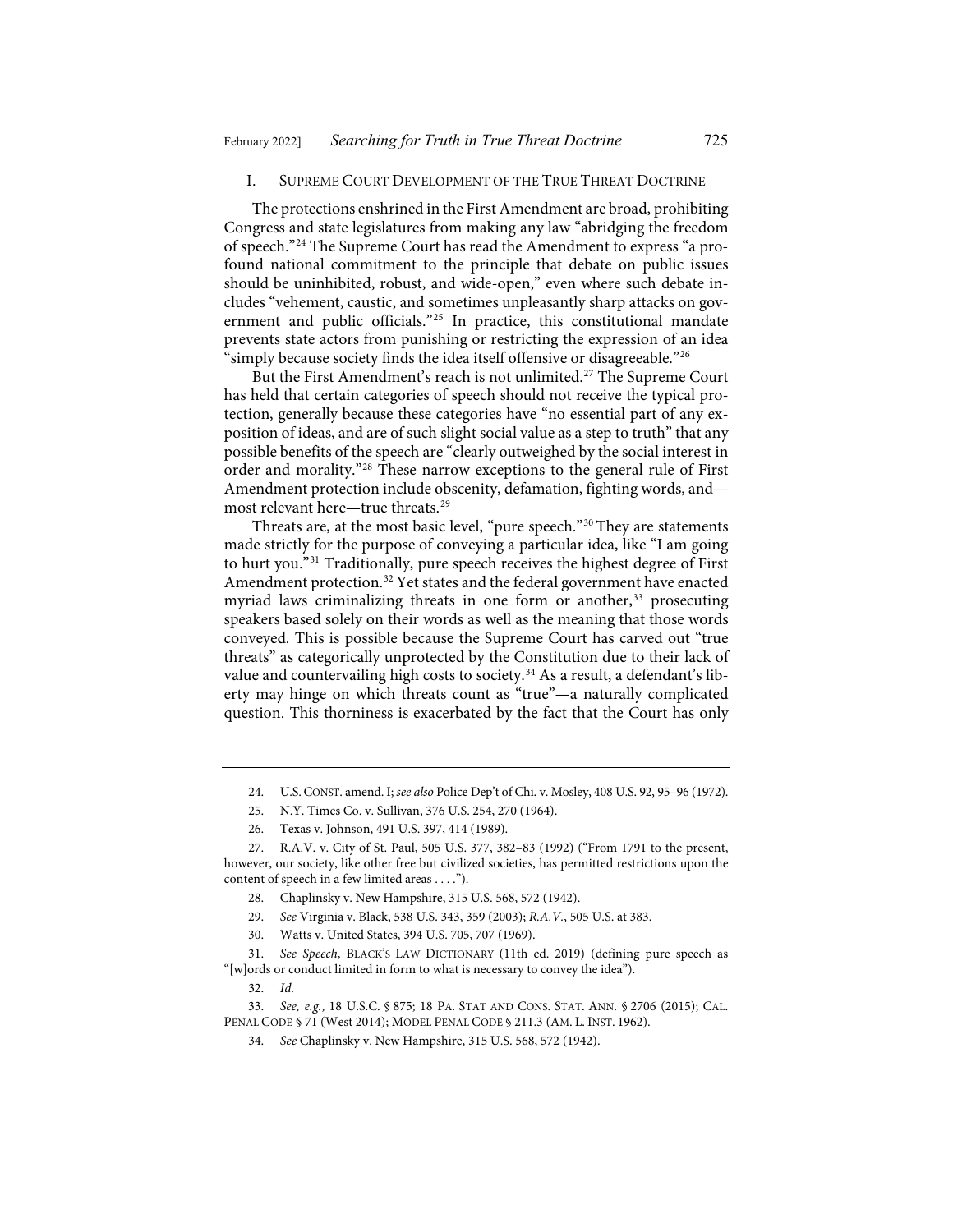## I. Supreme Court Development of the True Threat Doctrine

The protections enshrined in the First Amendment are broad, prohibiting Congress and state legislatures from making any law "abridging the freedom of speech."[24] The Supreme Court has read the Amendment to express "a profound national commitment to the principle that debate on public issues should be uninhibited, robust, and wide-open," even where such debate includes "vehement, caustic, and sometimes unpleasantly sharp attacks on government and public officials."[25] In practice, this constitutional mandate prevents state actors from punishing or restricting the expression of an idea "simply because society finds the idea itself offensive or disagreeable."[26]

But the First Amendment's reach is not unlimited.[27] The Supreme Court has held that certain categories of speech should not receive the typical protection, generally because these categories have "no essential part of any exposition of ideas, and are of such slight social value as a step to truth" that any possible benefits of the speech are "clearly outweighed by the social interest in order and morality."[28] These narrow exceptions to the general rule of First Amendment protection include obscenity, defamation, fighting words, and—most relevant here—true threats.[29]

Threats are, at the most basic level, "pure speech."[30] They are statements made strictly for the purpose of conveying a particular idea, like "I am going to hurt you."[31] Traditionally, pure speech receives the highest degree of First Amendment protection.[32] Yet states and the federal government have enacted myriad laws criminalizing threats in one form or another,[33] prosecuting speakers based solely on their words as well as the meaning that those words conveyed. This is possible because the Supreme Court has carved out "true threats" as categorically unprotected by the Constitution due to their lack of value and countervailing high costs to society.[34] As a result, a defendant's liberty may hinge on which threats count as "true"—a naturally complicated question. This thorniness is exacerbated by the fact that the Court has only

---

24. U.S. Const. amend. I; *see also* Police Dep't of Chi. v. Mosley, 408 U.S. 92, 95–96 (1972).

25. N.Y. Times Co. v. Sullivan, 376 U.S. 254, 270 (1964).

26. Texas v. Johnson, 491 U.S. 397, 414 (1989).

27. R.A.V. v. City of St. Paul, 505 U.S. 377, 382–83 (1992) ("From 1791 to the present, however, our society, like other free but civilized societies, has permitted restrictions upon the content of speech in a few limited areas . . . .").

28. Chaplinsky v. New Hampshire, 315 U.S. 568, 572 (1942).

29. *See* Virginia v. Black, 538 U.S. 343, 359 (2003); *R.A.V.*, 505 U.S. at 383.

30. Watts v. United States, 394 U.S. 705, 707 (1969).

31. *See Speech*, Black's Law Dictionary (11th ed. 2019) (defining pure speech as "[w]ords or conduct limited in form to what is necessary to convey the idea").

32. *Id.*

33. *See, e.g.*, 18 U.S.C. § 875; 18 Pa. Stat and Cons. Stat. Ann. § 2706 (2015); Cal. Penal Code § 71 (West 2014); Model Penal Code § 211.3 (Am. L. Inst. 1962).

34. *See* Chaplinsky v. New Hampshire, 315 U.S. 568, 572 (1942).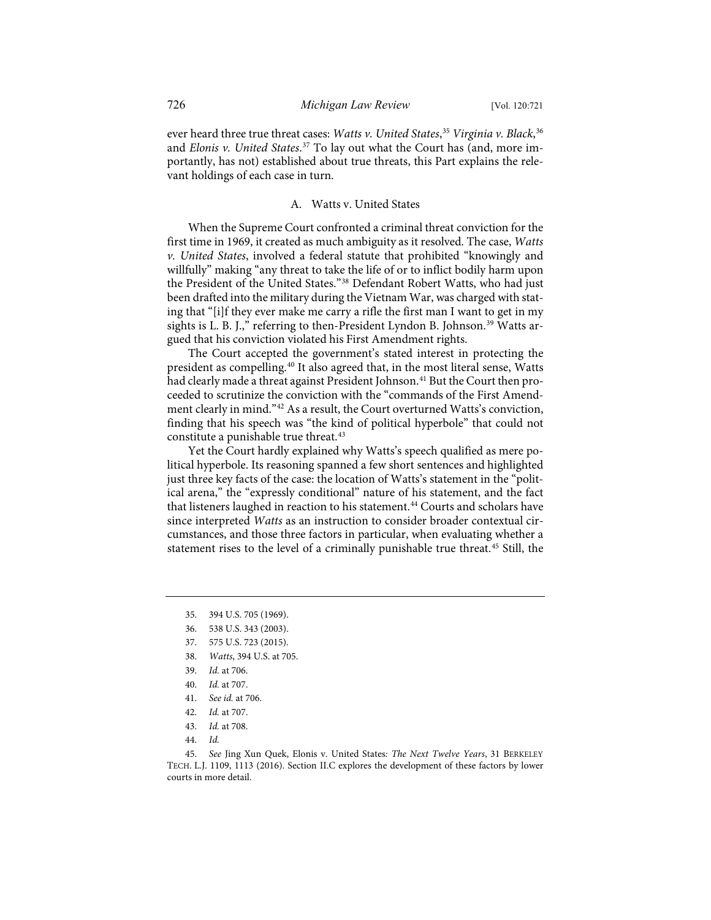ever heard three true threat cases: *Watts v. United States*,[35] *Virginia v. Black*,[36] and *Elonis v. United States*.[37] To lay out what the Court has (and, more importantly, has not) established about true threats, this Part explains the relevant holdings of each case in turn.

### A. Watts v. United States

When the Supreme Court confronted a criminal threat conviction for the first time in 1969, it created as much ambiguity as it resolved. The case, *Watts v. United States*, involved a federal statute that prohibited "knowingly and willfully" making "any threat to take the life of or to inflict bodily harm upon the President of the United States."[38] Defendant Robert Watts, who had just been drafted into the military during the Vietnam War, was charged with stating that "[i]f they ever make me carry a rifle the first man I want to get in my sights is L. B. J.," referring to then-President Lyndon B. Johnson.[39] Watts argued that his conviction violated his First Amendment rights.

The Court accepted the government's stated interest in protecting the president as compelling.[40] It also agreed that, in the most literal sense, Watts had clearly made a threat against President Johnson.[41] But the Court then proceeded to scrutinize the conviction with the "commands of the First Amendment clearly in mind."[42] As a result, the Court overturned Watts's conviction, finding that his speech was "the kind of political hyperbole" that could not constitute a punishable true threat.[43]

Yet the Court hardly explained why Watts's speech qualified as mere political hyperbole. Its reasoning spanned a few short sentences and highlighted just three key facts of the case: the location of Watts's statement in the "political arena," the "expressly conditional" nature of his statement, and the fact that listeners laughed in reaction to his statement.[44] Courts and scholars have since interpreted *Watts* as an instruction to consider broader contextual circumstances, and those three factors in particular, when evaluating whether a statement rises to the level of a criminally punishable true threat.[45] Still, the

---

35. 394 U.S. 705 (1969).

36. 538 U.S. 343 (2003).

37. 575 U.S. 723 (2015).

38. *Watts*, 394 U.S. at 705.

39. *Id.* at 706.

40. *Id.* at 707.

41. *See id.* at 706.

42. *Id.* at 707.

43. *Id.* at 708.

44. *Id.*

45. *See* Jing Xun Quek, Elonis v. United States*: The Next Twelve Years*, 31 BERKELEY TECH. L.J. 1109, 1113 (2016). Section II.C explores the development of these factors by lower courts in more detail.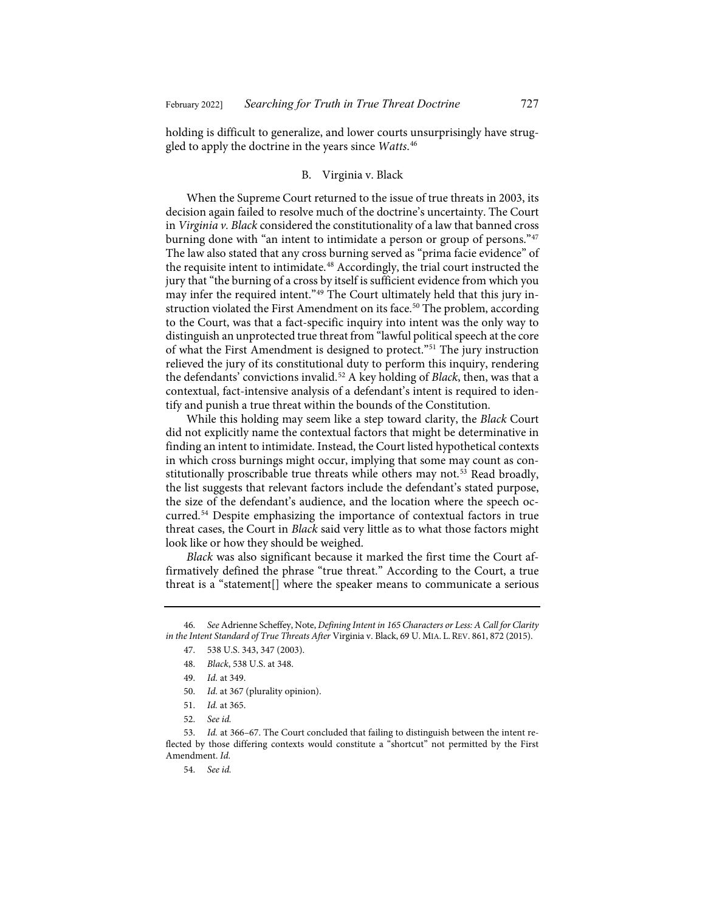holding is difficult to generalize, and lower courts unsurprisingly have struggled to apply the doctrine in the years since *Watts*.[46]

### B. Virginia v. Black

When the Supreme Court returned to the issue of true threats in 2003, its decision again failed to resolve much of the doctrine's uncertainty. The Court in *Virginia v. Black* considered the constitutionality of a law that banned cross burning done with "an intent to intimidate a person or group of persons."[47] The law also stated that any cross burning served as "prima facie evidence" of the requisite intent to intimidate.[48] Accordingly, the trial court instructed the jury that "the burning of a cross by itself is sufficient evidence from which you may infer the required intent."[49] The Court ultimately held that this jury instruction violated the First Amendment on its face.[50] The problem, according to the Court, was that a fact-specific inquiry into intent was the only way to distinguish an unprotected true threat from "lawful political speech at the core of what the First Amendment is designed to protect."[51] The jury instruction relieved the jury of its constitutional duty to perform this inquiry, rendering the defendants' convictions invalid.[52] A key holding of *Black*, then, was that a contextual, fact-intensive analysis of a defendant's intent is required to identify and punish a true threat within the bounds of the Constitution.

While this holding may seem like a step toward clarity, the *Black* Court did not explicitly name the contextual factors that might be determinative in finding an intent to intimidate. Instead, the Court listed hypothetical contexts in which cross burnings might occur, implying that some may count as constitutionally proscribable true threats while others may not.[53] Read broadly, the list suggests that relevant factors include the defendant's stated purpose, the size of the defendant's audience, and the location where the speech occurred.[54] Despite emphasizing the importance of contextual factors in true threat cases, the Court in *Black* said very little as to what those factors might look like or how they should be weighed.

*Black* was also significant because it marked the first time the Court affirmatively defined the phrase "true threat." According to the Court, a true threat is a "statement[] where the speaker means to communicate a serious

---

46. *See* Adrienne Scheffey, Note, *Defining Intent in 165 Characters or Less: A Call for Clarity in the Intent Standard of True Threats After* Virginia v. Black, 69 U. MIA. L. REV. 861, 872 (2015).

47. 538 U.S. 343, 347 (2003).

48. *Black*, 538 U.S. at 348.

49. *Id.* at 349.

50. *Id.* at 367 (plurality opinion).

51. *Id.* at 365.

52. *See id.*

53. *Id.* at 366–67. The Court concluded that failing to distinguish between the intent reflected by those differing contexts would constitute a "shortcut" not permitted by the First Amendment. *Id.*

54. *See id.*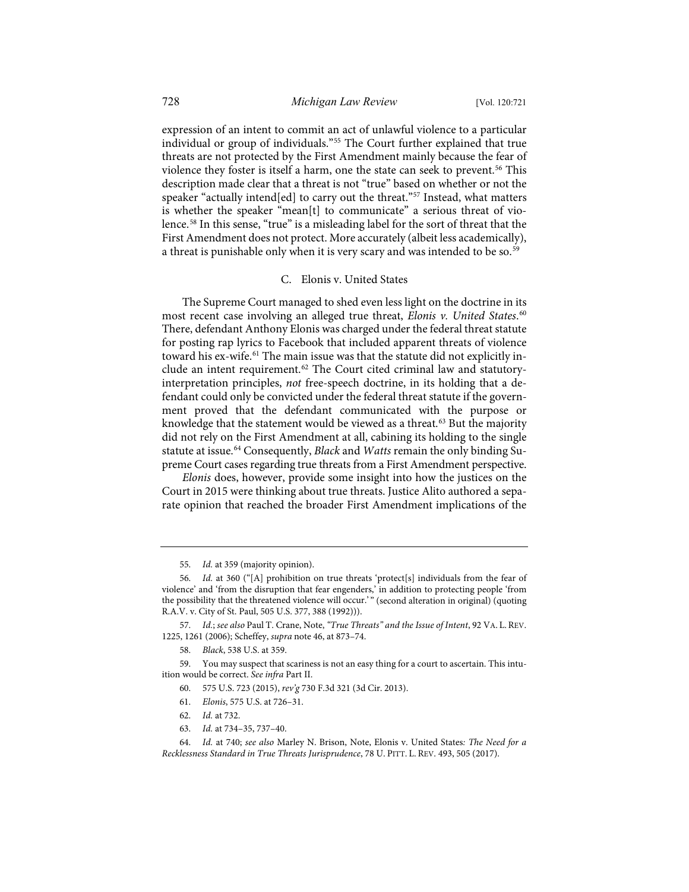expression of an intent to commit an act of unlawful violence to a particular individual or group of individuals."[55] The Court further explained that true threats are not protected by the First Amendment mainly because the fear of violence they foster is itself a harm, one the state can seek to prevent.[56] This description made clear that a threat is not "true" based on whether or not the speaker "actually intend[ed] to carry out the threat."[57] Instead, what matters is whether the speaker "mean[t] to communicate" a serious threat of violence.[58] In this sense, "true" is a misleading label for the sort of threat that the First Amendment does not protect. More accurately (albeit less academically), a threat is punishable only when it is very scary and was intended to be so.[59]

### C. Elonis v. United States

The Supreme Court managed to shed even less light on the doctrine in its most recent case involving an alleged true threat, *Elonis v. United States*.[60] There, defendant Anthony Elonis was charged under the federal threat statute for posting rap lyrics to Facebook that included apparent threats of violence toward his ex-wife.[61] The main issue was that the statute did not explicitly include an intent requirement.[62] The Court cited criminal law and statutory-interpretation principles, *not* free-speech doctrine, in its holding that a defendant could only be convicted under the federal threat statute if the government proved that the defendant communicated with the purpose or knowledge that the statement would be viewed as a threat.[63] But the majority did not rely on the First Amendment at all, cabining its holding to the single statute at issue.[64] Consequently, *Black* and *Watts* remain the only binding Supreme Court cases regarding true threats from a First Amendment perspective.

*Elonis* does, however, provide some insight into how the justices on the Court in 2015 were thinking about true threats. Justice Alito authored a separate opinion that reached the broader First Amendment implications of the

---

55. *Id.* at 359 (majority opinion).

56. *Id.* at 360 ("[A] prohibition on true threats 'protect[s] individuals from the fear of violence' and 'from the disruption that fear engenders,' in addition to protecting people 'from the possibility that the threatened violence will occur.'" (second alteration in original) (quoting R.A.V. v. City of St. Paul, 505 U.S. 377, 388 (1992))).

57. *Id.*; *see also* Paul T. Crane, Note, *"True Threats" and the Issue of Intent*, 92 VA. L. REV. 1225, 1261 (2006); Scheffey, *supra* note 46, at 873–74.

58. *Black*, 538 U.S. at 359.

59. You may suspect that scariness is not an easy thing for a court to ascertain. This intuition would be correct. *See infra* Part II.

60. 575 U.S. 723 (2015), *rev'g* 730 F.3d 321 (3d Cir. 2013).

61. *Elonis*, 575 U.S. at 726–31.

62. *Id.* at 732.

63. *Id.* at 734–35, 737–40.

64. *Id.* at 740; *see also* Marley N. Brison, Note, Elonis v. United States*: The Need for a Recklessness Standard in True Threats Jurisprudence*, 78 U. PITT. L. REV. 493, 505 (2017).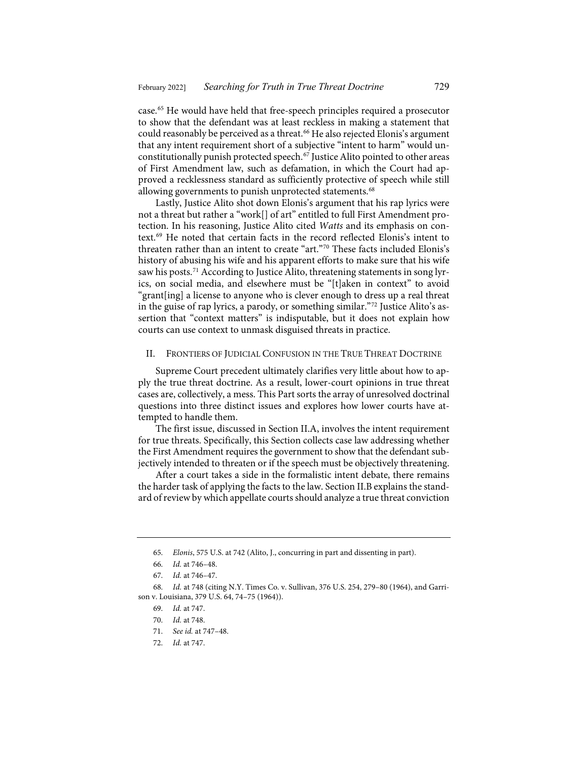case.[65] He would have held that free-speech principles required a prosecutor to show that the defendant was at least reckless in making a statement that could reasonably be perceived as a threat.[66] He also rejected Elonis's argument that any intent requirement short of a subjective "intent to harm" would unconstitutionally punish protected speech.[67] Justice Alito pointed to other areas of First Amendment law, such as defamation, in which the Court had approved a recklessness standard as sufficiently protective of speech while still allowing governments to punish unprotected statements.[68]

Lastly, Justice Alito shot down Elonis's argument that his rap lyrics were not a threat but rather a "work[] of art" entitled to full First Amendment protection. In his reasoning, Justice Alito cited *Watts* and its emphasis on context.[69] He noted that certain facts in the record reflected Elonis's intent to threaten rather than an intent to create "art."[70] These facts included Elonis's history of abusing his wife and his apparent efforts to make sure that his wife saw his posts.[71] According to Justice Alito, threatening statements in song lyrics, on social media, and elsewhere must be "[t]aken in context" to avoid "grant[ing] a license to anyone who is clever enough to dress up a real threat in the guise of rap lyrics, a parody, or something similar."[72] Justice Alito's assertion that "context matters" is indisputable, but it does not explain how courts can use context to unmask disguised threats in practice.

## II. Frontiers of Judicial Confusion in the True Threat Doctrine

Supreme Court precedent ultimately clarifies very little about how to apply the true threat doctrine. As a result, lower-court opinions in true threat cases are, collectively, a mess. This Part sorts the array of unresolved doctrinal questions into three distinct issues and explores how lower courts have attempted to handle them.

The first issue, discussed in Section II.A, involves the intent requirement for true threats. Specifically, this Section collects case law addressing whether the First Amendment requires the government to show that the defendant subjectively intended to threaten or if the speech must be objectively threatening.

After a court takes a side in the formalistic intent debate, there remains the harder task of applying the facts to the law. Section II.B explains the standard of review by which appellate courts should analyze a true threat conviction

---

65. *Elonis*, 575 U.S. at 742 (Alito, J., concurring in part and dissenting in part).

66. *Id.* at 746–48.

67. *Id.* at 746–47.

68. *Id.* at 748 (citing N.Y. Times Co. v. Sullivan, 376 U.S. 254, 279–80 (1964), and Garrison v. Louisiana, 379 U.S. 64, 74–75 (1964)).

69. *Id.* at 747.

70. *Id.* at 748.

71. *See id.* at 747–48.

72. *Id.* at 747.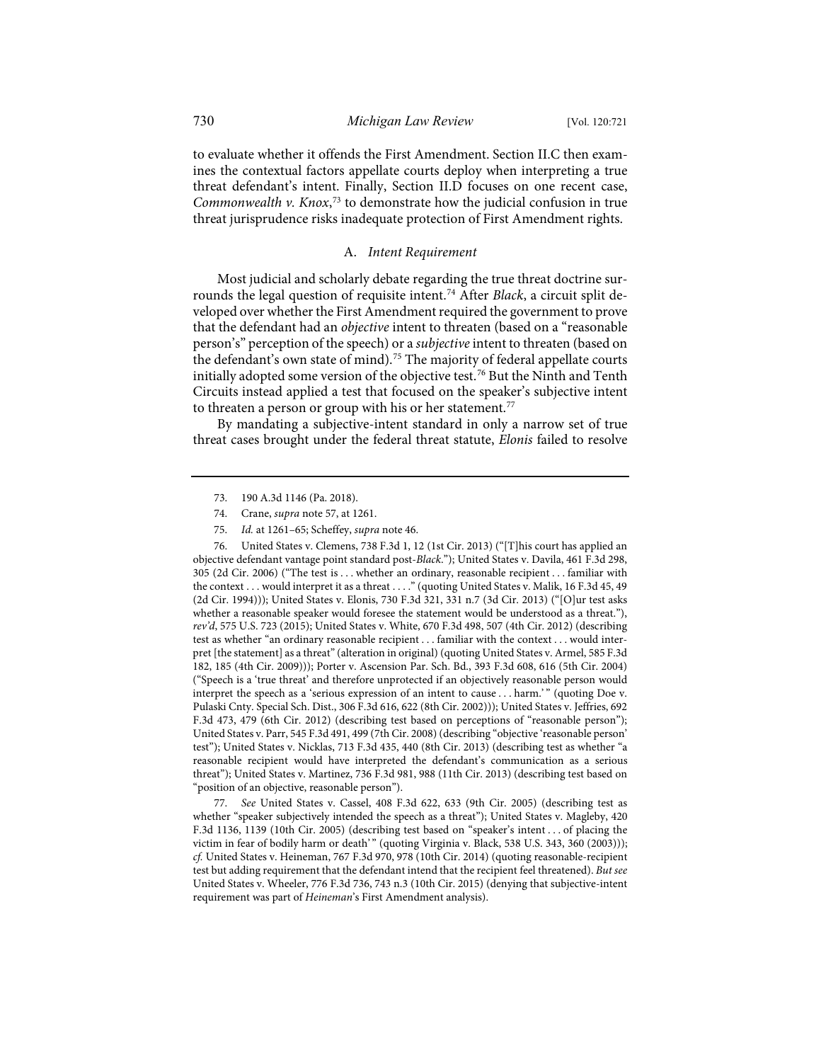to evaluate whether it offends the First Amendment. Section II.C then examines the contextual factors appellate courts deploy when interpreting a true threat defendant's intent. Finally, Section II.D focuses on one recent case, *Commonwealth v. Knox*,[73] to demonstrate how the judicial confusion in true threat jurisprudence risks inadequate protection of First Amendment rights.

### A. *Intent Requirement*

Most judicial and scholarly debate regarding the true threat doctrine surrounds the legal question of requisite intent.[74] After *Black*, a circuit split developed over whether the First Amendment required the government to prove that the defendant had an *objective* intent to threaten (based on a "reasonable person's" perception of the speech) or a *subjective* intent to threaten (based on the defendant's own state of mind).[75] The majority of federal appellate courts initially adopted some version of the objective test.[76] But the Ninth and Tenth Circuits instead applied a test that focused on the speaker's subjective intent to threaten a person or group with his or her statement.[77]

By mandating a subjective-intent standard in only a narrow set of true threat cases brought under the federal threat statute, *Elonis* failed to resolve

---

73. 190 A.3d 1146 (Pa. 2018).

74. Crane, *supra* note 57, at 1261.

75. *Id.* at 1261–65; Scheffey, *supra* note 46.

76. United States v. Clemens, 738 F.3d 1, 12 (1st Cir. 2013) ("[T]his court has applied an objective defendant vantage point standard post-*Black*."); United States v. Davila, 461 F.3d 298, 305 (2d Cir. 2006) ("The test is . . . whether an ordinary, reasonable recipient . . . familiar with the context . . . would interpret it as a threat . . . ." (quoting United States v. Malik, 16 F.3d 45, 49 (2d Cir. 1994))); United States v. Elonis, 730 F.3d 321, 331 n.7 (3d Cir. 2013) ("[O]ur test asks whether a reasonable speaker would foresee the statement would be understood as a threat."), *rev'd*, 575 U.S. 723 (2015); United States v. White, 670 F.3d 498, 507 (4th Cir. 2012) (describing test as whether "an ordinary reasonable recipient . . . familiar with the context . . . would interpret [the statement] as a threat" (alteration in original) (quoting United States v. Armel, 585 F.3d 182, 185 (4th Cir. 2009))); Porter v. Ascension Par. Sch. Bd., 393 F.3d 608, 616 (5th Cir. 2004) ("Speech is a 'true threat' and therefore unprotected if an objectively reasonable person would interpret the speech as a 'serious expression of an intent to cause . . . harm.' " (quoting Doe v. Pulaski Cnty. Special Sch. Dist., 306 F.3d 616, 622 (8th Cir. 2002))); United States v. Jeffries, 692 F.3d 473, 479 (6th Cir. 2012) (describing test based on perceptions of "reasonable person"); United States v. Parr, 545 F.3d 491, 499 (7th Cir. 2008) (describing "objective 'reasonable person' test"); United States v. Nicklas, 713 F.3d 435, 440 (8th Cir. 2013) (describing test as whether "a reasonable recipient would have interpreted the defendant's communication as a serious threat"); United States v. Martinez, 736 F.3d 981, 988 (11th Cir. 2013) (describing test based on "position of an objective, reasonable person").

77. *See* United States v. Cassel, 408 F.3d 622, 633 (9th Cir. 2005) (describing test as whether "speaker subjectively intended the speech as a threat"); United States v. Magleby, 420 F.3d 1136, 1139 (10th Cir. 2005) (describing test based on "speaker's intent . . . of placing the victim in fear of bodily harm or death' " (quoting Virginia v. Black, 538 U.S. 343, 360 (2003))); *cf.* United States v. Heineman, 767 F.3d 970, 978 (10th Cir. 2014) (quoting reasonable-recipient test but adding requirement that the defendant intend that the recipient feel threatened). *But see* United States v. Wheeler, 776 F.3d 736, 743 n.3 (10th Cir. 2015) (denying that subjective-intent requirement was part of *Heineman*'s First Amendment analysis).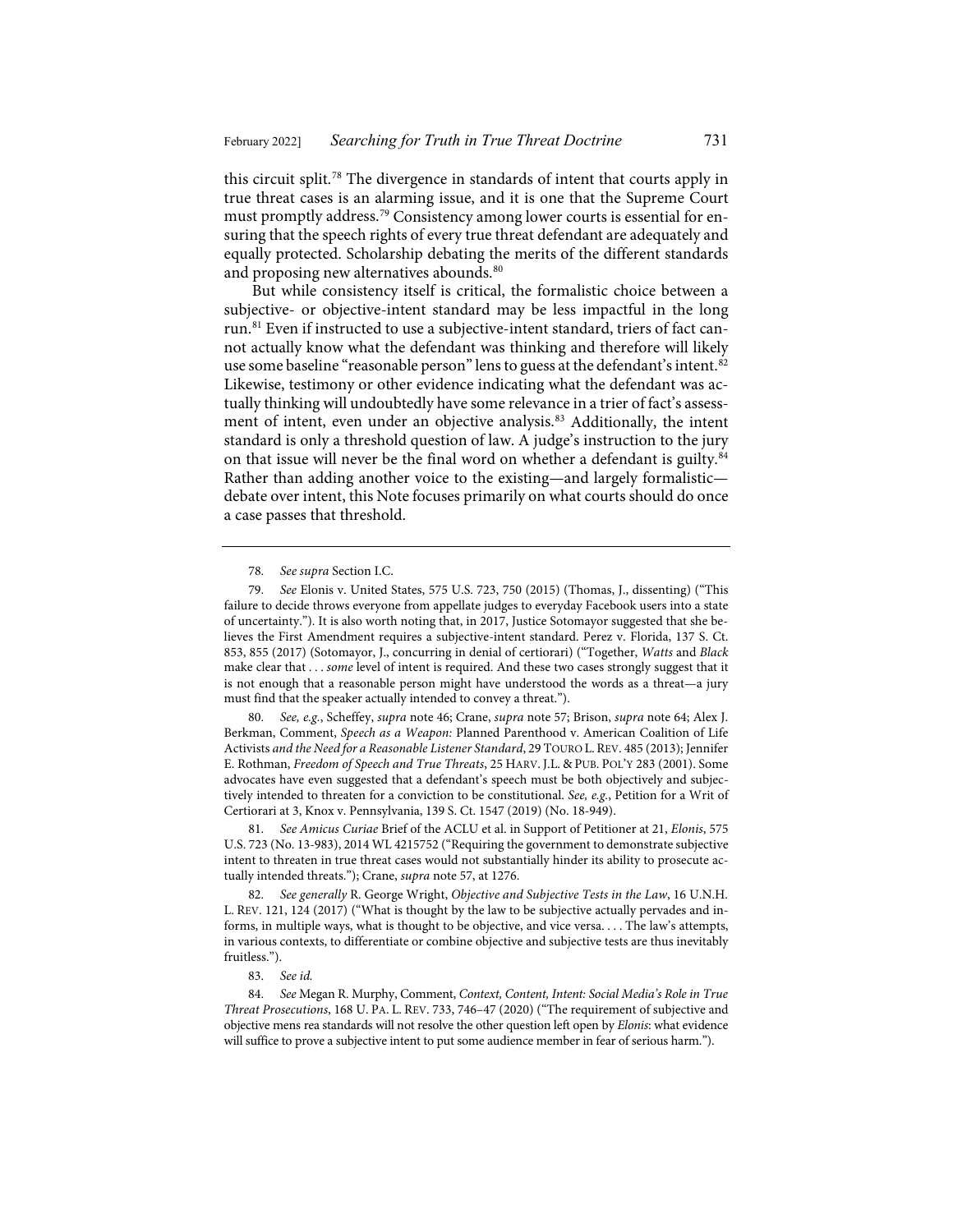this circuit split.[78] The divergence in standards of intent that courts apply in true threat cases is an alarming issue, and it is one that the Supreme Court must promptly address.[79] Consistency among lower courts is essential for ensuring that the speech rights of every true threat defendant are adequately and equally protected. Scholarship debating the merits of the different standards and proposing new alternatives abounds.[80]

But while consistency itself is critical, the formalistic choice between a subjective- or objective-intent standard may be less impactful in the long run.[81] Even if instructed to use a subjective-intent standard, triers of fact cannot actually know what the defendant was thinking and therefore will likely use some baseline "reasonable person" lens to guess at the defendant's intent.[82] Likewise, testimony or other evidence indicating what the defendant was actually thinking will undoubtedly have some relevance in a trier of fact's assessment of intent, even under an objective analysis.[83] Additionally, the intent standard is only a threshold question of law. A judge's instruction to the jury on that issue will never be the final word on whether a defendant is guilty.[84] Rather than adding another voice to the existing—and largely formalistic—debate over intent, this Note focuses primarily on what courts should do once a case passes that threshold.

---

78. *See supra* Section I.C.

79. *See* Elonis v. United States, 575 U.S. 723, 750 (2015) (Thomas, J., dissenting) ("This failure to decide throws everyone from appellate judges to everyday Facebook users into a state of uncertainty."). It is also worth noting that, in 2017, Justice Sotomayor suggested that she believes the First Amendment requires a subjective-intent standard. Perez v. Florida, 137 S. Ct. 853, 855 (2017) (Sotomayor, J., concurring in denial of certiorari) ("Together, *Watts* and *Black* make clear that . . . *some* level of intent is required. And these two cases strongly suggest that it is not enough that a reasonable person might have understood the words as a threat—a jury must find that the speaker actually intended to convey a threat.").

80. *See, e.g.*, Scheffey, *supra* note 46; Crane, *supra* note 57; Brison, *supra* note 64; Alex J. Berkman, Comment, *Speech as a Weapon:* Planned Parenthood v. American Coalition of Life Activists *and the Need for a Reasonable Listener Standard*, 29 TOURO L. REV. 485 (2013); Jennifer E. Rothman, *Freedom of Speech and True Threats*, 25 HARV. J.L. & PUB. POL'Y 283 (2001). Some advocates have even suggested that a defendant's speech must be both objectively and subjectively intended to threaten for a conviction to be constitutional. *See, e.g.*, Petition for a Writ of Certiorari at 3, Knox v. Pennsylvania, 139 S. Ct. 1547 (2019) (No. 18-949).

81. *See Amicus Curiae* Brief of the ACLU et al. in Support of Petitioner at 21, *Elonis*, 575 U.S. 723 (No. 13-983), 2014 WL 4215752 ("Requiring the government to demonstrate subjective intent to threaten in true threat cases would not substantially hinder its ability to prosecute actually intended threats."); Crane, *supra* note 57, at 1276.

82. *See generally* R. George Wright, *Objective and Subjective Tests in the Law*, 16 U.N.H. L. REV. 121, 124 (2017) ("What is thought by the law to be subjective actually pervades and informs, in multiple ways, what is thought to be objective, and vice versa. . . . The law's attempts, in various contexts, to differentiate or combine objective and subjective tests are thus inevitably fruitless.").

83. *See id.*

84. *See* Megan R. Murphy, Comment, *Context, Content, Intent: Social Media's Role in True Threat Prosecutions*, 168 U. PA. L. REV. 733, 746–47 (2020) ("The requirement of subjective and objective mens rea standards will not resolve the other question left open by *Elonis*: what evidence will suffice to prove a subjective intent to put some audience member in fear of serious harm.").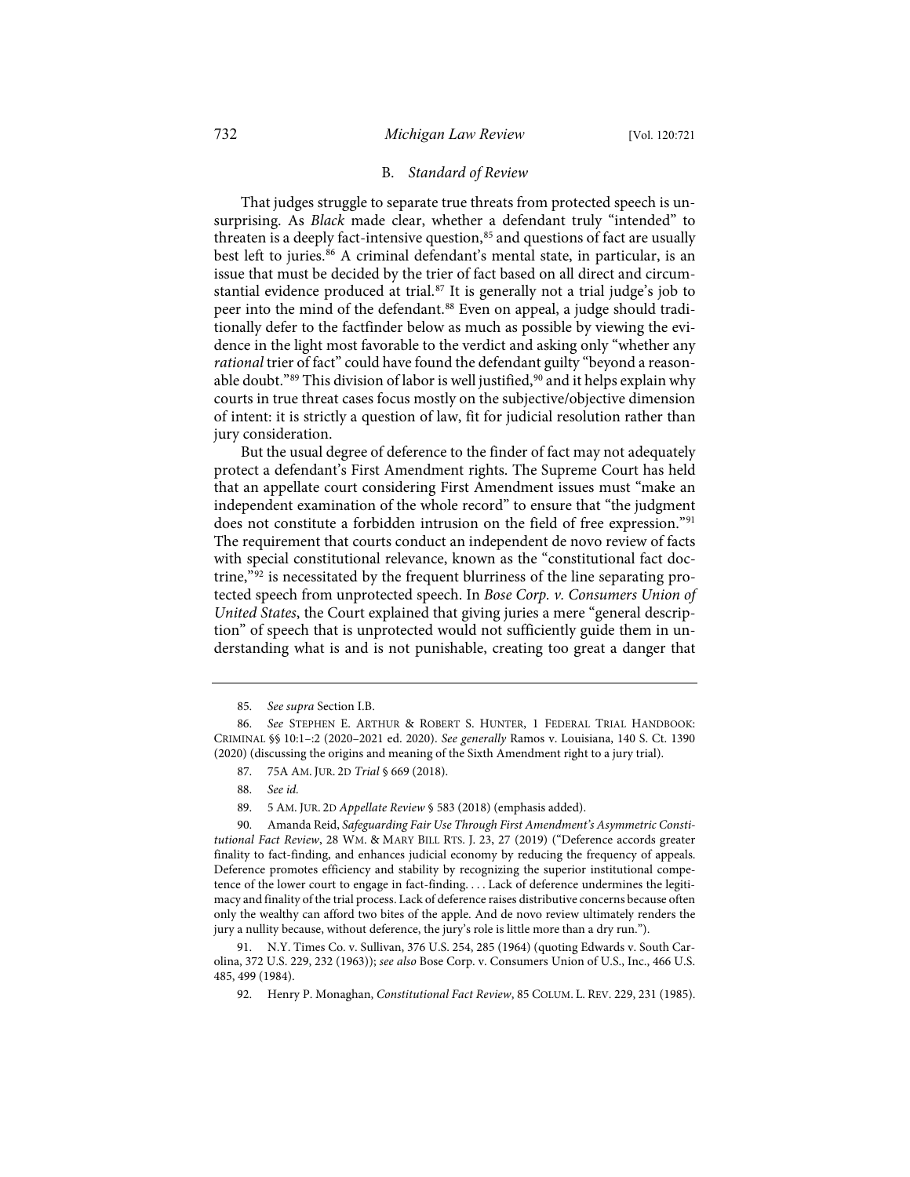### B. *Standard of Review*

That judges struggle to separate true threats from protected speech is unsurprising. As *Black* made clear, whether a defendant truly "intended" to threaten is a deeply fact-intensive question,[85] and questions of fact are usually best left to juries.[86] A criminal defendant's mental state, in particular, is an issue that must be decided by the trier of fact based on all direct and circumstantial evidence produced at trial.[87] It is generally not a trial judge's job to peer into the mind of the defendant.[88] Even on appeal, a judge should traditionally defer to the factfinder below as much as possible by viewing the evidence in the light most favorable to the verdict and asking only "whether any *rational* trier of fact" could have found the defendant guilty "beyond a reasonable doubt."[89] This division of labor is well justified,[90] and it helps explain why courts in true threat cases focus mostly on the subjective/objective dimension of intent: it is strictly a question of law, fit for judicial resolution rather than jury consideration.

But the usual degree of deference to the finder of fact may not adequately protect a defendant's First Amendment rights. The Supreme Court has held that an appellate court considering First Amendment issues must "make an independent examination of the whole record" to ensure that "the judgment does not constitute a forbidden intrusion on the field of free expression."[91] The requirement that courts conduct an independent de novo review of facts with special constitutional relevance, known as the "constitutional fact doctrine,"[92] is necessitated by the frequent blurriness of the line separating protected speech from unprotected speech. In *Bose Corp. v. Consumers Union of United States*, the Court explained that giving juries a mere "general description" of speech that is unprotected would not sufficiently guide them in understanding what is and is not punishable, creating too great a danger that

---

85. *See supra* Section I.B.

86. *See* STEPHEN E. ARTHUR & ROBERT S. HUNTER, 1 FEDERAL TRIAL HANDBOOK: CRIMINAL §§ 10:1–:2 (2020–2021 ed. 2020). *See generally* Ramos v. Louisiana, 140 S. Ct. 1390 (2020) (discussing the origins and meaning of the Sixth Amendment right to a jury trial).

87. 75A AM. JUR. 2D *Trial* § 669 (2018).

88. *See id.*

89. 5 AM. JUR. 2D *Appellate Review* § 583 (2018) (emphasis added).

90. Amanda Reid, *Safeguarding Fair Use Through First Amendment's Asymmetric Constitutional Fact Review*, 28 WM. & MARY BILL RTS. J. 23, 27 (2019) ("Deference accords greater finality to fact-finding, and enhances judicial economy by reducing the frequency of appeals. Deference promotes efficiency and stability by recognizing the superior institutional competence of the lower court to engage in fact-finding. . . . Lack of deference undermines the legitimacy and finality of the trial process. Lack of deference raises distributive concerns because often only the wealthy can afford two bites of the apple. And de novo review ultimately renders the jury a nullity because, without deference, the jury's role is little more than a dry run.").

91. N.Y. Times Co. v. Sullivan, 376 U.S. 254, 285 (1964) (quoting Edwards v. South Carolina, 372 U.S. 229, 232 (1963)); *see also* Bose Corp. v. Consumers Union of U.S., Inc., 466 U.S. 485, 499 (1984).

92. Henry P. Monaghan, *Constitutional Fact Review*, 85 COLUM. L. REV. 229, 231 (1985).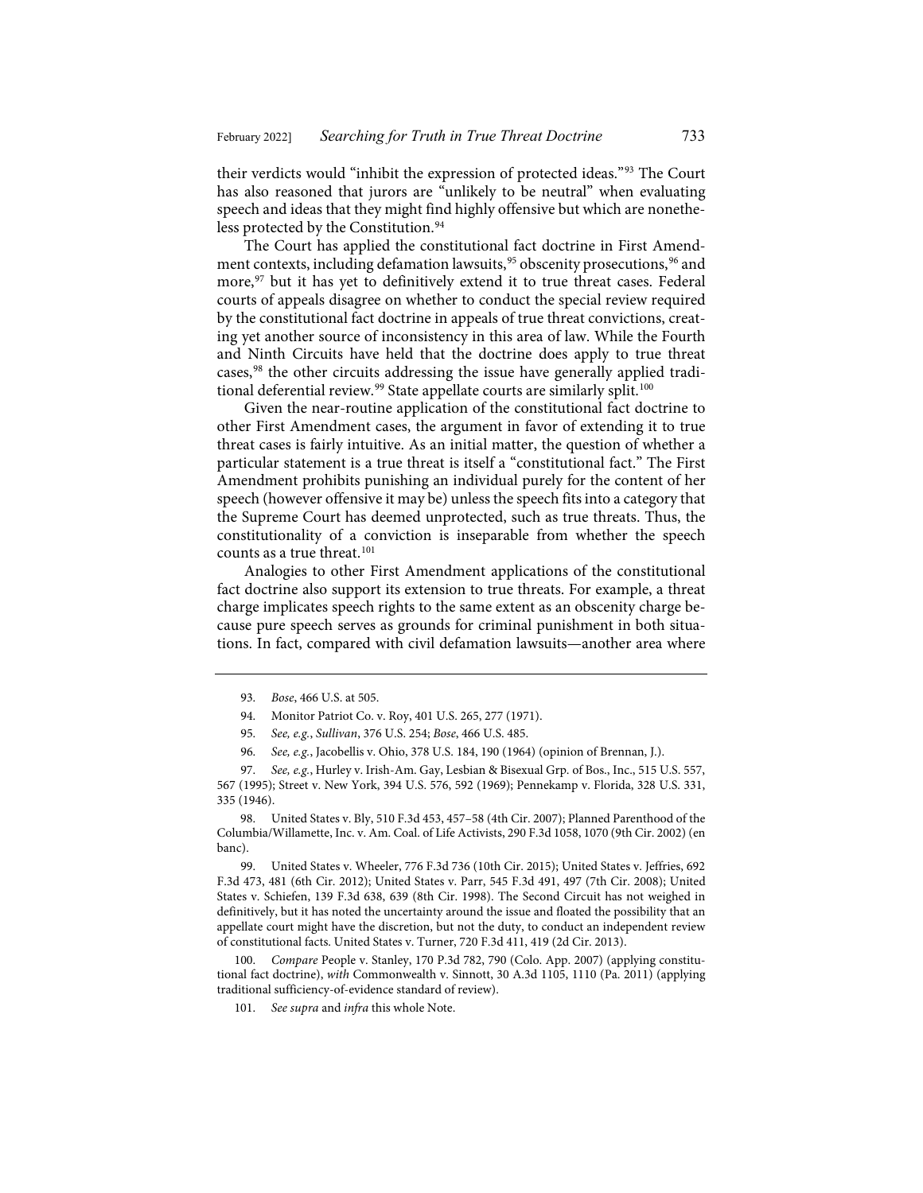their verdicts would "inhibit the expression of protected ideas."[93] The Court has also reasoned that jurors are "unlikely to be neutral" when evaluating speech and ideas that they might find highly offensive but which are nonetheless protected by the Constitution.[94]

The Court has applied the constitutional fact doctrine in First Amendment contexts, including defamation lawsuits,[95] obscenity prosecutions,[96] and more,[97] but it has yet to definitively extend it to true threat cases. Federal courts of appeals disagree on whether to conduct the special review required by the constitutional fact doctrine in appeals of true threat convictions, creating yet another source of inconsistency in this area of law. While the Fourth and Ninth Circuits have held that the doctrine does apply to true threat cases,[98] the other circuits addressing the issue have generally applied traditional deferential review.[99] State appellate courts are similarly split.[100]

Given the near-routine application of the constitutional fact doctrine to other First Amendment cases, the argument in favor of extending it to true threat cases is fairly intuitive. As an initial matter, the question of whether a particular statement is a true threat is itself a "constitutional fact." The First Amendment prohibits punishing an individual purely for the content of her speech (however offensive it may be) unless the speech fits into a category that the Supreme Court has deemed unprotected, such as true threats. Thus, the constitutionality of a conviction is inseparable from whether the speech counts as a true threat.[101]

Analogies to other First Amendment applications of the constitutional fact doctrine also support its extension to true threats. For example, a threat charge implicates speech rights to the same extent as an obscenity charge because pure speech serves as grounds for criminal punishment in both situations. In fact, compared with civil defamation lawsuits—another area where

---

93. *Bose*, 466 U.S. at 505.

94. Monitor Patriot Co. v. Roy, 401 U.S. 265, 277 (1971).

95. *See, e.g.*, *Sullivan*, 376 U.S. 254; *Bose*, 466 U.S. 485.

96. *See, e.g.*, Jacobellis v. Ohio, 378 U.S. 184, 190 (1964) (opinion of Brennan, J.).

97. *See, e.g.*, Hurley v. Irish-Am. Gay, Lesbian & Bisexual Grp. of Bos., Inc., 515 U.S. 557, 567 (1995); Street v. New York, 394 U.S. 576, 592 (1969); Pennekamp v. Florida, 328 U.S. 331, 335 (1946).

98. United States v. Bly, 510 F.3d 453, 457–58 (4th Cir. 2007); Planned Parenthood of the Columbia/Willamette, Inc. v. Am. Coal. of Life Activists, 290 F.3d 1058, 1070 (9th Cir. 2002) (en banc).

99. United States v. Wheeler, 776 F.3d 736 (10th Cir. 2015); United States v. Jeffries, 692 F.3d 473, 481 (6th Cir. 2012); United States v. Parr, 545 F.3d 491, 497 (7th Cir. 2008); United States v. Schiefen, 139 F.3d 638, 639 (8th Cir. 1998). The Second Circuit has not weighed in definitively, but it has noted the uncertainty around the issue and floated the possibility that an appellate court might have the discretion, but not the duty, to conduct an independent review of constitutional facts. United States v. Turner, 720 F.3d 411, 419 (2d Cir. 2013).

100. *Compare* People v. Stanley, 170 P.3d 782, 790 (Colo. App. 2007) (applying constitutional fact doctrine), *with* Commonwealth v. Sinnott, 30 A.3d 1105, 1110 (Pa. 2011) (applying traditional sufficiency-of-evidence standard of review).

101. *See supra* and *infra* this whole Note.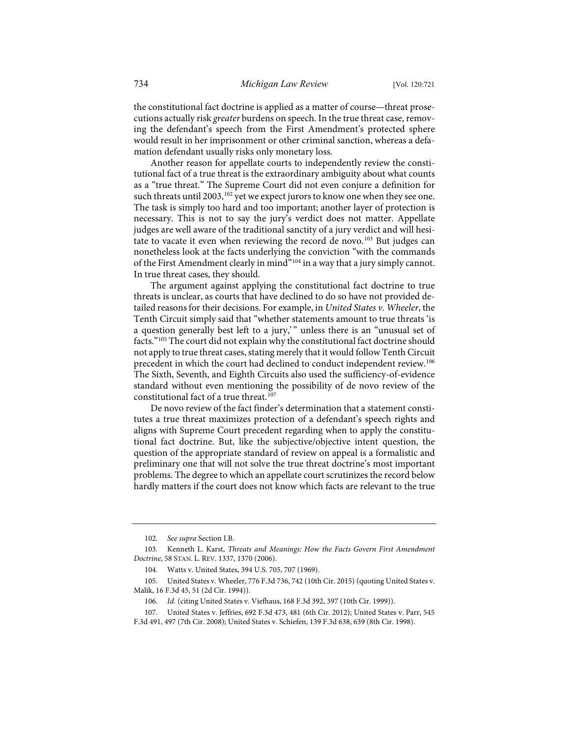the constitutional fact doctrine is applied as a matter of course—threat prosecutions actually risk *greater* burdens on speech. In the true threat case, removing the defendant's speech from the First Amendment's protected sphere would result in her imprisonment or other criminal sanction, whereas a defamation defendant usually risks only monetary loss.

Another reason for appellate courts to independently review the constitutional fact of a true threat is the extraordinary ambiguity about what counts as a "true threat." The Supreme Court did not even conjure a definition for such threats until 2003,[102] yet we expect jurors to know one when they see one. The task is simply too hard and too important; another layer of protection is necessary. This is not to say the jury's verdict does not matter. Appellate judges are well aware of the traditional sanctity of a jury verdict and will hesitate to vacate it even when reviewing the record de novo.[103] But judges can nonetheless look at the facts underlying the conviction "with the commands of the First Amendment clearly in mind"[104] in a way that a jury simply cannot. In true threat cases, they should.

The argument against applying the constitutional fact doctrine to true threats is unclear, as courts that have declined to do so have not provided detailed reasons for their decisions. For example, in *United States v. Wheeler*, the Tenth Circuit simply said that "whether statements amount to true threats 'is a question generally best left to a jury,'" unless there is an "unusual set of facts."[105] The court did not explain why the constitutional fact doctrine should not apply to true threat cases, stating merely that it would follow Tenth Circuit precedent in which the court had declined to conduct independent review.[106] The Sixth, Seventh, and Eighth Circuits also used the sufficiency-of-evidence standard without even mentioning the possibility of de novo review of the constitutional fact of a true threat.[107]

De novo review of the fact finder's determination that a statement constitutes a true threat maximizes protection of a defendant's speech rights and aligns with Supreme Court precedent regarding when to apply the constitutional fact doctrine. But, like the subjective/objective intent question, the question of the appropriate standard of review on appeal is a formalistic and preliminary one that will not solve the true threat doctrine's most important problems. The degree to which an appellate court scrutinizes the record below hardly matters if the court does not know which facts are relevant to the true

---

102. *See supra* Section I.B.

103. Kenneth L. Karst, *Threats and Meanings: How the Facts Govern First Amendment Doctrine*, 58 STAN. L. REV. 1337, 1370 (2006).

104. Watts v. United States, 394 U.S. 705, 707 (1969).

105. United States v. Wheeler, 776 F.3d 736, 742 (10th Cir. 2015) (quoting United States v. Malik, 16 F.3d 45, 51 (2d Cir. 1994)).

106. *Id.* (citing United States v. Viefhaus, 168 F.3d 392, 397 (10th Cir. 1999)).

107. United States v. Jeffries, 692 F.3d 473, 481 (6th Cir. 2012); United States v. Parr, 545 F.3d 491, 497 (7th Cir. 2008); United States v. Schiefen, 139 F.3d 638, 639 (8th Cir. 1998).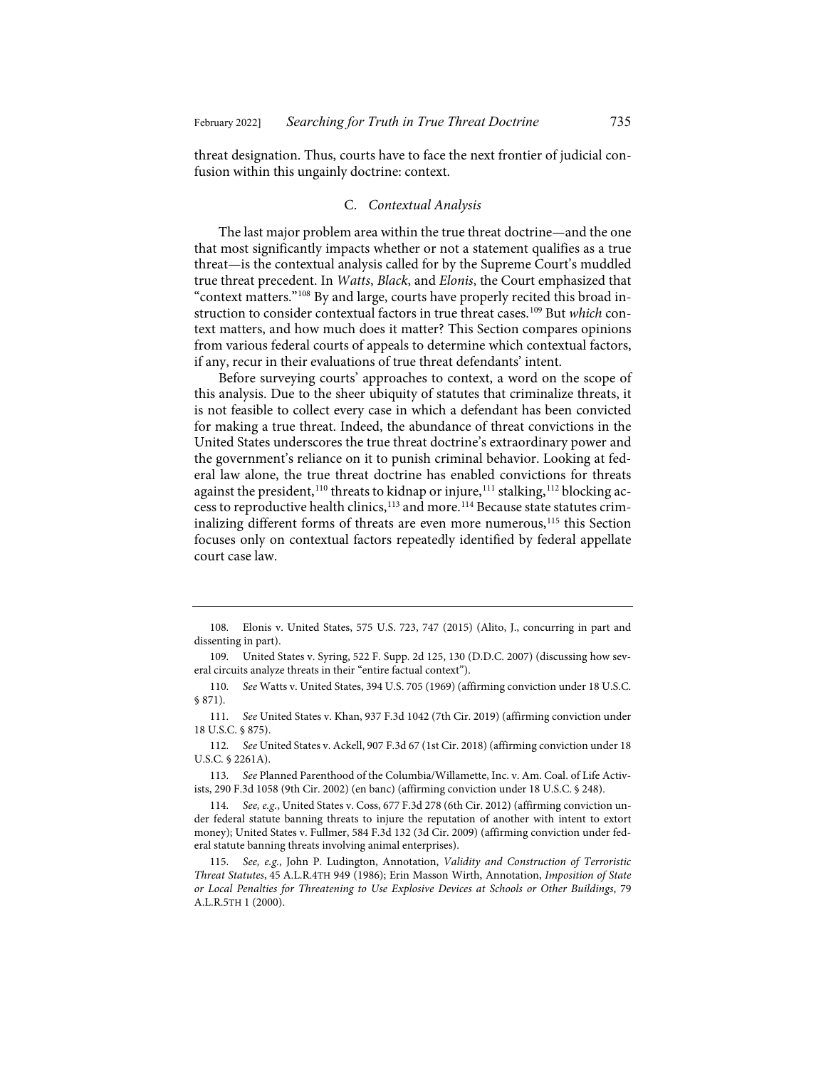threat designation. Thus, courts have to face the next frontier of judicial confusion within this ungainly doctrine: context.

### C. *Contextual Analysis*

The last major problem area within the true threat doctrine—and the one that most significantly impacts whether or not a statement qualifies as a true threat—is the contextual analysis called for by the Supreme Court's muddled true threat precedent. In *Watts*, *Black*, and *Elonis*, the Court emphasized that "context matters."[108] By and large, courts have properly recited this broad instruction to consider contextual factors in true threat cases.[109] But *which* context matters, and how much does it matter? This Section compares opinions from various federal courts of appeals to determine which contextual factors, if any, recur in their evaluations of true threat defendants' intent.

Before surveying courts' approaches to context, a word on the scope of this analysis. Due to the sheer ubiquity of statutes that criminalize threats, it is not feasible to collect every case in which a defendant has been convicted for making a true threat. Indeed, the abundance of threat convictions in the United States underscores the true threat doctrine's extraordinary power and the government's reliance on it to punish criminal behavior. Looking at federal law alone, the true threat doctrine has enabled convictions for threats against the president,[110] threats to kidnap or injure,[111] stalking,[112] blocking access to reproductive health clinics,[113] and more.[114] Because state statutes criminalizing different forms of threats are even more numerous,[115] this Section focuses only on contextual factors repeatedly identified by federal appellate court case law.

---

108. Elonis v. United States, 575 U.S. 723, 747 (2015) (Alito, J., concurring in part and dissenting in part).

109. United States v. Syring, 522 F. Supp. 2d 125, 130 (D.D.C. 2007) (discussing how several circuits analyze threats in their "entire factual context").

110. *See* Watts v. United States, 394 U.S. 705 (1969) (affirming conviction under 18 U.S.C. § 871).

111. *See* United States v. Khan, 937 F.3d 1042 (7th Cir. 2019) (affirming conviction under 18 U.S.C. § 875).

112. *See* United States v. Ackell, 907 F.3d 67 (1st Cir. 2018) (affirming conviction under 18 U.S.C. § 2261A).

113. *See* Planned Parenthood of the Columbia/Willamette, Inc. v. Am. Coal. of Life Activists, 290 F.3d 1058 (9th Cir. 2002) (en banc) (affirming conviction under 18 U.S.C. § 248).

114. *See, e.g.*, United States v. Coss, 677 F.3d 278 (6th Cir. 2012) (affirming conviction under federal statute banning threats to injure the reputation of another with intent to extort money); United States v. Fullmer, 584 F.3d 132 (3d Cir. 2009) (affirming conviction under federal statute banning threats involving animal enterprises).

115. *See, e.g.*, John P. Ludington, Annotation, *Validity and Construction of Terroristic Threat Statutes*, 45 A.L.R.4TH 949 (1986); Erin Masson Wirth, Annotation, *Imposition of State or Local Penalties for Threatening to Use Explosive Devices at Schools or Other Buildings*, 79 A.L.R.5TH 1 (2000).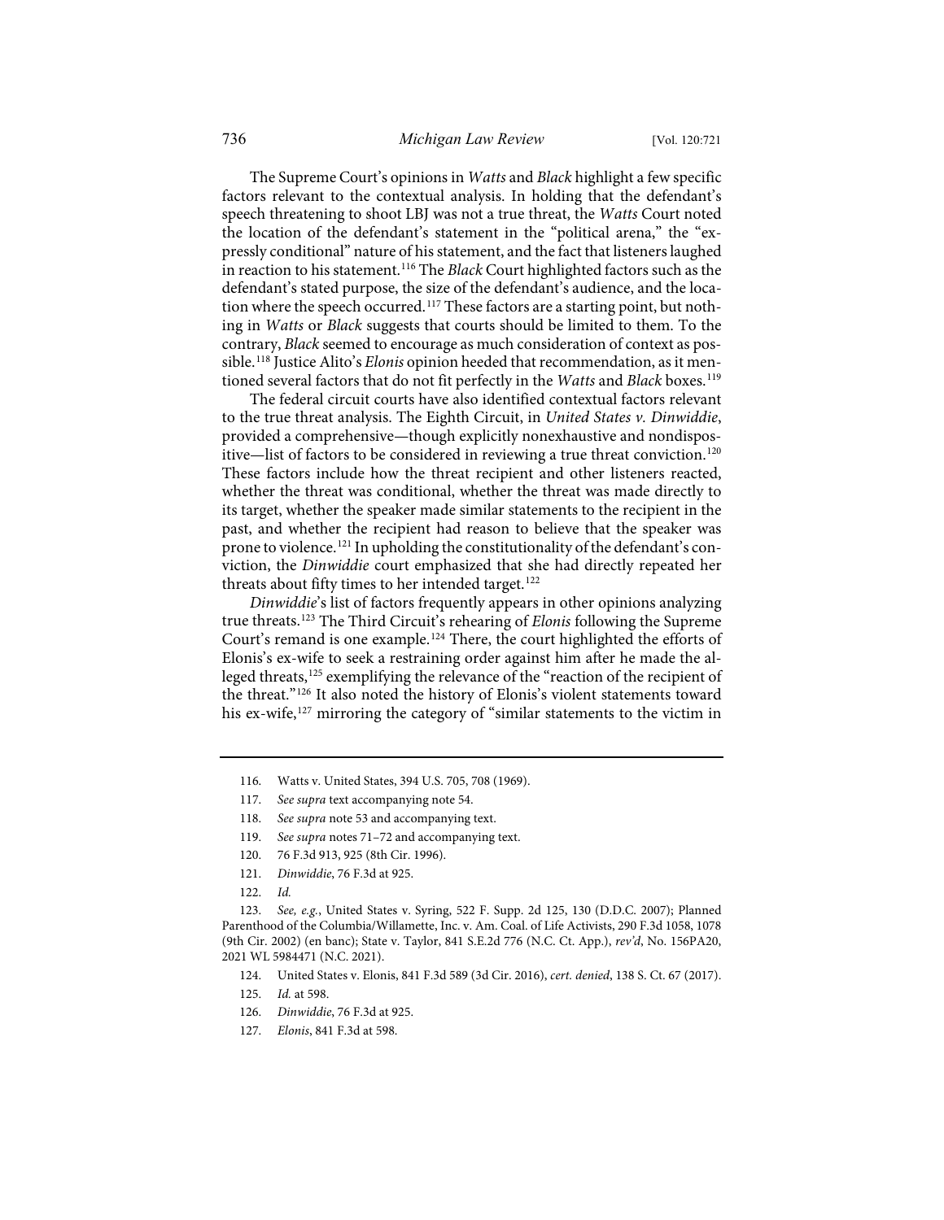The Supreme Court's opinions in *Watts* and *Black* highlight a few specific factors relevant to the contextual analysis. In holding that the defendant's speech threatening to shoot LBJ was not a true threat, the *Watts* Court noted the location of the defendant's statement in the "political arena," the "expressly conditional" nature of his statement, and the fact that listeners laughed in reaction to his statement.[116] The *Black* Court highlighted factors such as the defendant's stated purpose, the size of the defendant's audience, and the location where the speech occurred.[117] These factors are a starting point, but nothing in *Watts* or *Black* suggests that courts should be limited to them. To the contrary, *Black* seemed to encourage as much consideration of context as possible.[118] Justice Alito's *Elonis* opinion heeded that recommendation, as it mentioned several factors that do not fit perfectly in the *Watts* and *Black* boxes.[119]

The federal circuit courts have also identified contextual factors relevant to the true threat analysis. The Eighth Circuit, in *United States v. Dinwiddie*, provided a comprehensive—though explicitly nonexhaustive and nondispositive—list of factors to be considered in reviewing a true threat conviction.[120] These factors include how the threat recipient and other listeners reacted, whether the threat was conditional, whether the threat was made directly to its target, whether the speaker made similar statements to the recipient in the past, and whether the recipient had reason to believe that the speaker was prone to violence.[121] In upholding the constitutionality of the defendant's conviction, the *Dinwiddie* court emphasized that she had directly repeated her threats about fifty times to her intended target.[122]

*Dinwiddie*'s list of factors frequently appears in other opinions analyzing true threats.[123] The Third Circuit's rehearing of *Elonis* following the Supreme Court's remand is one example.[124] There, the court highlighted the efforts of Elonis's ex-wife to seek a restraining order against him after he made the alleged threats,[125] exemplifying the relevance of the "reaction of the recipient of the threat."[126] It also noted the history of Elonis's violent statements toward his ex-wife,[127] mirroring the category of "similar statements to the victim in

---

116. Watts v. United States, 394 U.S. 705, 708 (1969).

117. *See supra* text accompanying note 54.

118. *See supra* note 53 and accompanying text.

119. *See supra* notes 71–72 and accompanying text.

120. 76 F.3d 913, 925 (8th Cir. 1996).

121. *Dinwiddie*, 76 F.3d at 925.

122. *Id.*

123. *See, e.g.*, United States v. Syring, 522 F. Supp. 2d 125, 130 (D.D.C. 2007); Planned Parenthood of the Columbia/Willamette, Inc. v. Am. Coal. of Life Activists, 290 F.3d 1058, 1078 (9th Cir. 2002) (en banc); State v. Taylor, 841 S.E.2d 776 (N.C. Ct. App.), *rev'd*, No. 156PA20, 2021 WL 5984471 (N.C. 2021).

124. United States v. Elonis, 841 F.3d 589 (3d Cir. 2016), *cert. denied*, 138 S. Ct. 67 (2017).

125. *Id.* at 598.

126. *Dinwiddie*, 76 F.3d at 925.

127. *Elonis*, 841 F.3d at 598.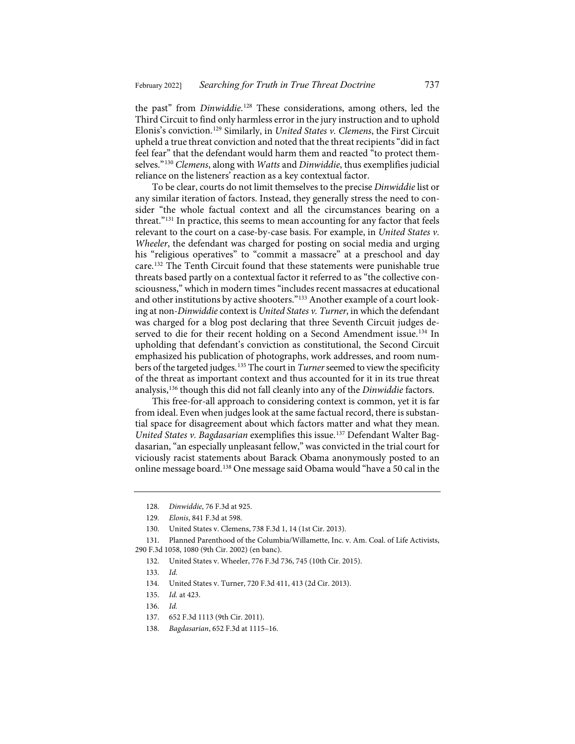the past" from *Dinwiddie*.[128] These considerations, among others, led the Third Circuit to find only harmless error in the jury instruction and to uphold Elonis's conviction.[129] Similarly, in *United States v. Clemens*, the First Circuit upheld a true threat conviction and noted that the threat recipients "did in fact feel fear" that the defendant would harm them and reacted "to protect themselves."[130] *Clemens*, along with *Watts* and *Dinwiddie*, thus exemplifies judicial reliance on the listeners' reaction as a key contextual factor.

To be clear, courts do not limit themselves to the precise *Dinwiddie* list or any similar iteration of factors. Instead, they generally stress the need to consider "the whole factual context and all the circumstances bearing on a threat."[131] In practice, this seems to mean accounting for any factor that feels relevant to the court on a case-by-case basis. For example, in *United States v. Wheeler*, the defendant was charged for posting on social media and urging his "religious operatives" to "commit a massacre" at a preschool and day care.[132] The Tenth Circuit found that these statements were punishable true threats based partly on a contextual factor it referred to as "the collective consciousness," which in modern times "includes recent massacres at educational and other institutions by active shooters."[133] Another example of a court looking at non-*Dinwiddie* context is *United States v. Turner*, in which the defendant was charged for a blog post declaring that three Seventh Circuit judges deserved to die for their recent holding on a Second Amendment issue.[134] In upholding that defendant's conviction as constitutional, the Second Circuit emphasized his publication of photographs, work addresses, and room numbers of the targeted judges.[135] The court in *Turner* seemed to view the specificity of the threat as important context and thus accounted for it in its true threat analysis,[136] though this did not fall cleanly into any of the *Dinwiddie* factors.

This free-for-all approach to considering context is common, yet it is far from ideal. Even when judges look at the same factual record, there is substantial space for disagreement about which factors matter and what they mean. *United States v. Bagdasarian* exemplifies this issue.[137] Defendant Walter Bagdasarian, "an especially unpleasant fellow," was convicted in the trial court for viciously racist statements about Barack Obama anonymously posted to an online message board.[138] One message said Obama would "have a 50 cal in the

---

128. *Dinwiddie*, 76 F.3d at 925.

129. *Elonis*, 841 F.3d at 598.

130. United States v. Clemens, 738 F.3d 1, 14 (1st Cir. 2013).

131. Planned Parenthood of the Columbia/Willamette, Inc. v. Am. Coal. of Life Activists, 290 F.3d 1058, 1080 (9th Cir. 2002) (en banc).

132. United States v. Wheeler, 776 F.3d 736, 745 (10th Cir. 2015).

133. *Id.*

134. United States v. Turner, 720 F.3d 411, 413 (2d Cir. 2013).

135. *Id.* at 423.

136. *Id.*

137. 652 F.3d 1113 (9th Cir. 2011).

138. *Bagdasarian*, 652 F.3d at 1115–16.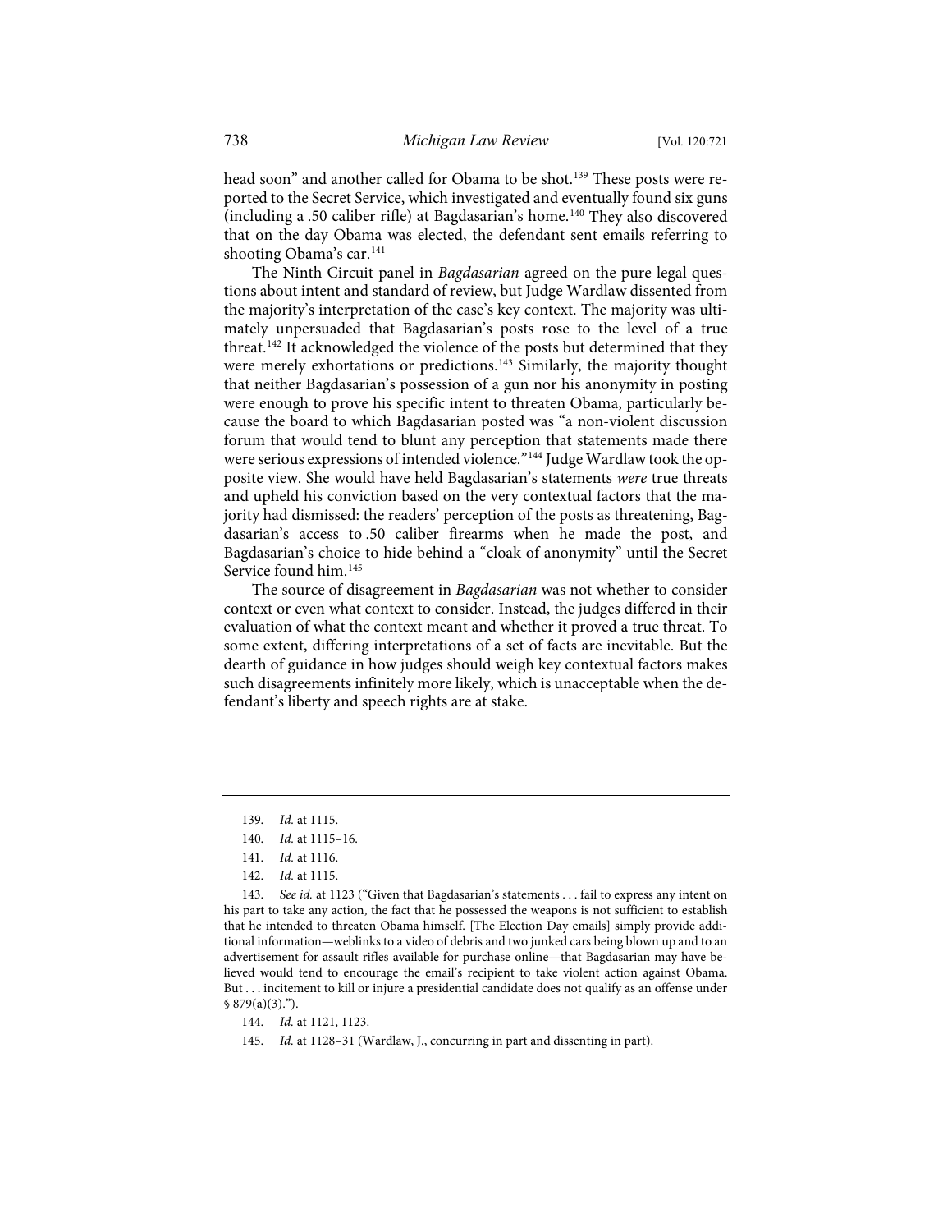head soon" and another called for Obama to be shot.[139] These posts were reported to the Secret Service, which investigated and eventually found six guns (including a .50 caliber rifle) at Bagdasarian's home.[140] They also discovered that on the day Obama was elected, the defendant sent emails referring to shooting Obama's car.[141]

The Ninth Circuit panel in *Bagdasarian* agreed on the pure legal questions about intent and standard of review, but Judge Wardlaw dissented from the majority's interpretation of the case's key context. The majority was ultimately unpersuaded that Bagdasarian's posts rose to the level of a true threat.[142] It acknowledged the violence of the posts but determined that they were merely exhortations or predictions.[143] Similarly, the majority thought that neither Bagdasarian's possession of a gun nor his anonymity in posting were enough to prove his specific intent to threaten Obama, particularly because the board to which Bagdasarian posted was "a non-violent discussion forum that would tend to blunt any perception that statements made there were serious expressions of intended violence."[144] Judge Wardlaw took the opposite view. She would have held Bagdasarian's statements *were* true threats and upheld his conviction based on the very contextual factors that the majority had dismissed: the readers' perception of the posts as threatening, Bagdasarian's access to .50 caliber firearms when he made the post, and Bagdasarian's choice to hide behind a "cloak of anonymity" until the Secret Service found him.[145]

The source of disagreement in *Bagdasarian* was not whether to consider context or even what context to consider. Instead, the judges differed in their evaluation of what the context meant and whether it proved a true threat. To some extent, differing interpretations of a set of facts are inevitable. But the dearth of guidance in how judges should weigh key contextual factors makes such disagreements infinitely more likely, which is unacceptable when the defendant's liberty and speech rights are at stake.

---

139. *Id.* at 1115.

140. *Id.* at 1115–16.

141. *Id.* at 1116.

142. *Id.* at 1115.

143. *See id.* at 1123 ("Given that Bagdasarian's statements . . . fail to express any intent on his part to take any action, the fact that he possessed the weapons is not sufficient to establish that he intended to threaten Obama himself. [The Election Day emails] simply provide additional information—weblinks to a video of debris and two junked cars being blown up and to an advertisement for assault rifles available for purchase online—that Bagdasarian may have believed would tend to encourage the email's recipient to take violent action against Obama. But . . . incitement to kill or injure a presidential candidate does not qualify as an offense under § 879(a)(3).").

144. *Id.* at 1121, 1123.

145. *Id.* at 1128–31 (Wardlaw, J., concurring in part and dissenting in part).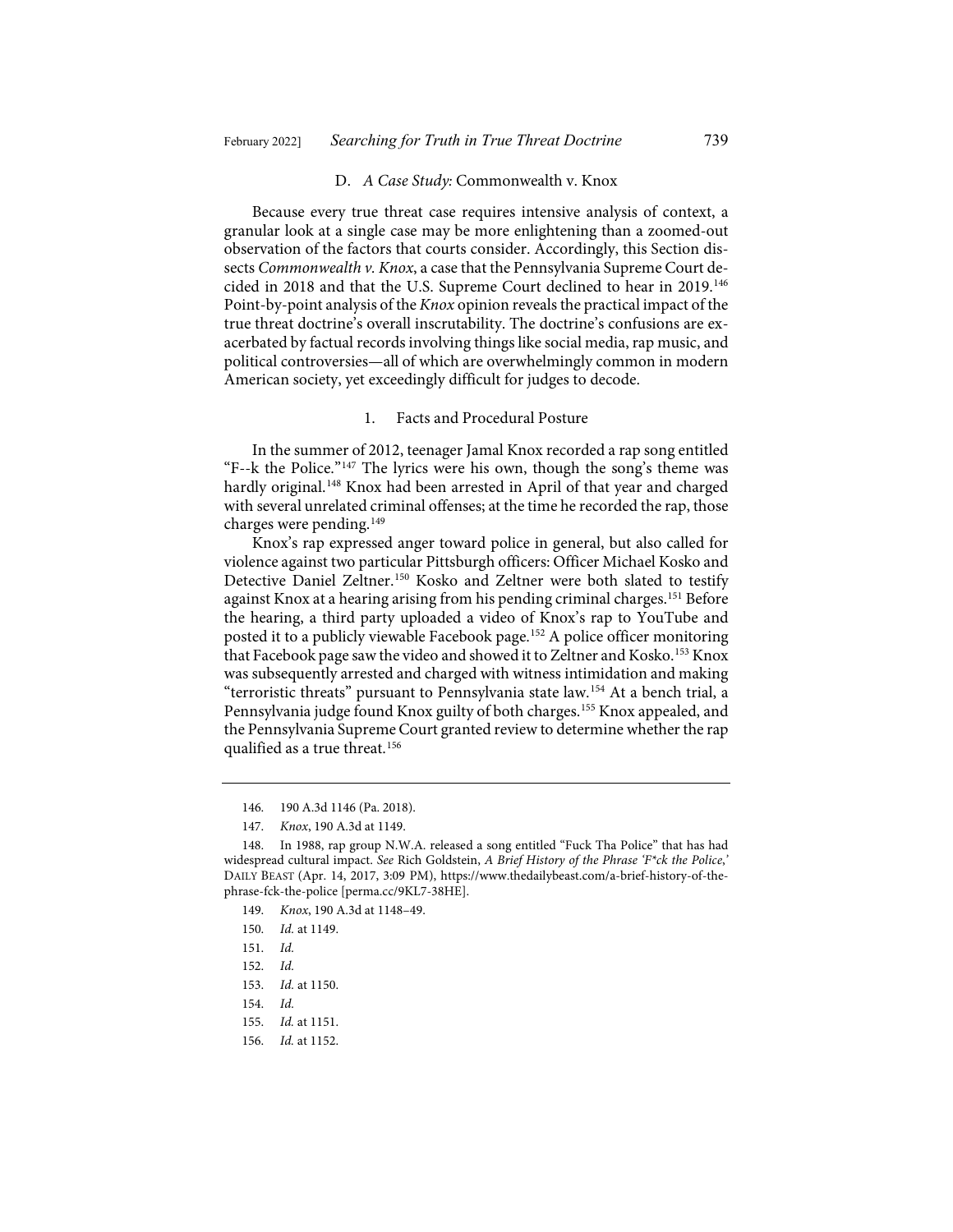### D. *A Case Study:* Commonwealth v. Knox

Because every true threat case requires intensive analysis of context, a granular look at a single case may be more enlightening than a zoomed-out observation of the factors that courts consider. Accordingly, this Section dissects *Commonwealth v. Knox*, a case that the Pennsylvania Supreme Court decided in 2018 and that the U.S. Supreme Court declined to hear in 2019.[146] Point-by-point analysis of the *Knox* opinion reveals the practical impact of the true threat doctrine's overall inscrutability. The doctrine's confusions are exacerbated by factual records involving things like social media, rap music, and political controversies—all of which are overwhelmingly common in modern American society, yet exceedingly difficult for judges to decode.

#### 1. Facts and Procedural Posture

In the summer of 2012, teenager Jamal Knox recorded a rap song entitled "F--k the Police."[147] The lyrics were his own, though the song's theme was hardly original.[148] Knox had been arrested in April of that year and charged with several unrelated criminal offenses; at the time he recorded the rap, those charges were pending.[149]

Knox's rap expressed anger toward police in general, but also called for violence against two particular Pittsburgh officers: Officer Michael Kosko and Detective Daniel Zeltner.[150] Kosko and Zeltner were both slated to testify against Knox at a hearing arising from his pending criminal charges.[151] Before the hearing, a third party uploaded a video of Knox's rap to YouTube and posted it to a publicly viewable Facebook page.[152] A police officer monitoring that Facebook page saw the video and showed it to Zeltner and Kosko.[153] Knox was subsequently arrested and charged with witness intimidation and making "terroristic threats" pursuant to Pennsylvania state law.[154] At a bench trial, a Pennsylvania judge found Knox guilty of both charges.[155] Knox appealed, and the Pennsylvania Supreme Court granted review to determine whether the rap qualified as a true threat.[156]

---

146. 190 A.3d 1146 (Pa. 2018).

147. *Knox*, 190 A.3d at 1149.

148. In 1988, rap group N.W.A. released a song entitled "Fuck Tha Police" that has had widespread cultural impact. *See* Rich Goldstein, *A Brief History of the Phrase 'F*ck the Police,'* DAILY BEAST (Apr. 14, 2017, 3:09 PM), https://www.thedailybeast.com/a-brief-history-of-the-phrase-fck-the-police [perma.cc/9KL7-38HE].

149. *Knox*, 190 A.3d at 1148–49.

150. *Id.* at 1149.

151. *Id.*

152. *Id.*

153. *Id.* at 1150.

154. *Id.*

155. *Id.* at 1151.

156. *Id.* at 1152.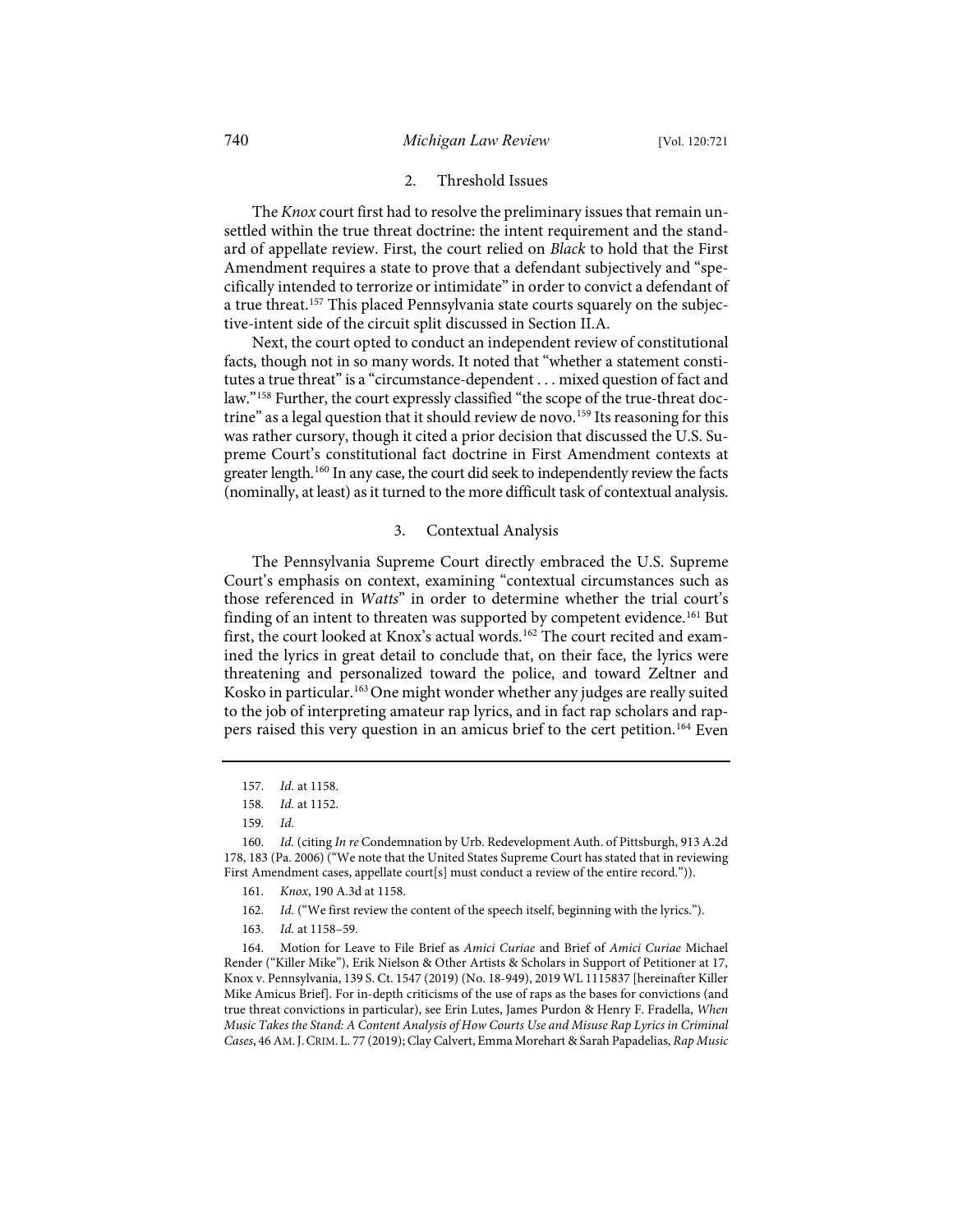### 2. Threshold Issues

The *Knox* court first had to resolve the preliminary issues that remain unsettled within the true threat doctrine: the intent requirement and the standard of appellate review. First, the court relied on *Black* to hold that the First Amendment requires a state to prove that a defendant subjectively and "specifically intended to terrorize or intimidate" in order to convict a defendant of a true threat.[157] This placed Pennsylvania state courts squarely on the subjective-intent side of the circuit split discussed in Section II.A.

Next, the court opted to conduct an independent review of constitutional facts, though not in so many words. It noted that "whether a statement constitutes a true threat" is a "circumstance-dependent . . . mixed question of fact and law."[158] Further, the court expressly classified "the scope of the true-threat doctrine" as a legal question that it should review de novo.[159] Its reasoning for this was rather cursory, though it cited a prior decision that discussed the U.S. Supreme Court's constitutional fact doctrine in First Amendment contexts at greater length.[160] In any case, the court did seek to independently review the facts (nominally, at least) as it turned to the more difficult task of contextual analysis.

### 3. Contextual Analysis

The Pennsylvania Supreme Court directly embraced the U.S. Supreme Court's emphasis on context, examining "contextual circumstances such as those referenced in *Watts*" in order to determine whether the trial court's finding of an intent to threaten was supported by competent evidence.[161] But first, the court looked at Knox's actual words.[162] The court recited and examined the lyrics in great detail to conclude that, on their face, the lyrics were threatening and personalized toward the police, and toward Zeltner and Kosko in particular.[163] One might wonder whether any judges are really suited to the job of interpreting amateur rap lyrics, and in fact rap scholars and rappers raised this very question in an amicus brief to the cert petition.[164] Even

---

157. *Id.* at 1158.

158. *Id.* at 1152.

159. *Id.*

160. *Id.* (citing *In re* Condemnation by Urb. Redevelopment Auth. of Pittsburgh, 913 A.2d 178, 183 (Pa. 2006) ("We note that the United States Supreme Court has stated that in reviewing First Amendment cases, appellate court[s] must conduct a review of the entire record.")).

161. *Knox*, 190 A.3d at 1158.

162. *Id.* ("We first review the content of the speech itself, beginning with the lyrics.").

163. *Id.* at 1158–59.

164. Motion for Leave to File Brief as *Amici Curiae* and Brief of *Amici Curiae* Michael Render ("Killer Mike"), Erik Nielson & Other Artists & Scholars in Support of Petitioner at 17, Knox v. Pennsylvania, 139 S. Ct. 1547 (2019) (No. 18-949), 2019 WL 1115837 [hereinafter Killer Mike Amicus Brief]. For in-depth criticisms of the use of raps as the bases for convictions (and true threat convictions in particular), see Erin Lutes, James Purdon & Henry F. Fradella, *When Music Takes the Stand: A Content Analysis of How Courts Use and Misuse Rap Lyrics in Criminal Cases*, 46 AM. J. CRIM. L. 77 (2019); Clay Calvert, Emma Morehart & Sarah Papadelias, *Rap Music*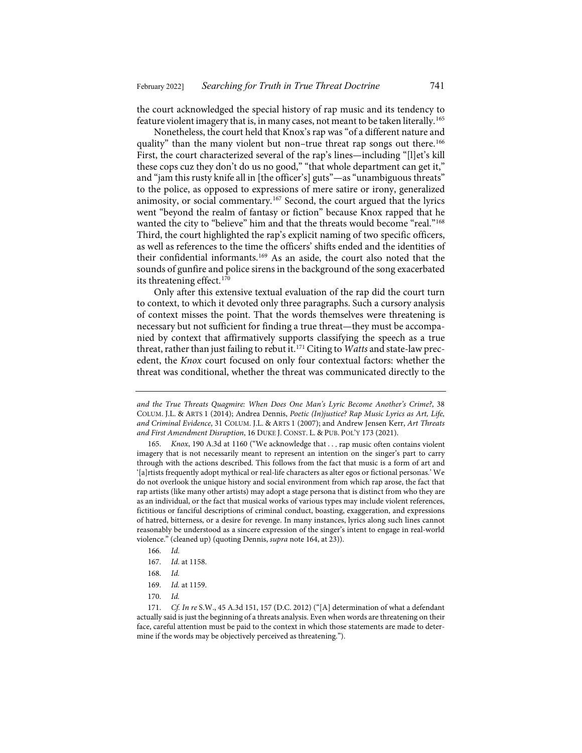the court acknowledged the special history of rap music and its tendency to feature violent imagery that is, in many cases, not meant to be taken literally.[165]

Nonetheless, the court held that Knox's rap was "of a different nature and quality" than the many violent but non–true threat rap songs out there.[166] First, the court characterized several of the rap's lines—including "[l]et's kill these cops cuz they don't do us no good," "that whole department can get it," and "jam this rusty knife all in [the officer's] guts"—as "unambiguous threats" to the police, as opposed to expressions of mere satire or irony, generalized animosity, or social commentary.[167] Second, the court argued that the lyrics went "beyond the realm of fantasy or fiction" because Knox rapped that he wanted the city to "believe" him and that the threats would become "real."[168] Third, the court highlighted the rap's explicit naming of two specific officers, as well as references to the time the officers' shifts ended and the identities of their confidential informants.[169] As an aside, the court also noted that the sounds of gunfire and police sirens in the background of the song exacerbated its threatening effect.[170]

Only after this extensive textual evaluation of the rap did the court turn to context, to which it devoted only three paragraphs. Such a cursory analysis of context misses the point. That the words themselves were threatening is necessary but not sufficient for finding a true threat—they must be accompanied by context that affirmatively supports classifying the speech as a true threat, rather than just failing to rebut it.[171] Citing to *Watts* and state-law precedent, the *Knox* court focused on only four contextual factors: whether the threat was conditional, whether the threat was communicated directly to the

---

*and the True Threats Quagmire: When Does One Man's Lyric Become Another's Crime?*, 38 COLUM. J.L. & ARTS 1 (2014); Andrea Dennis, *Poetic (In)justice? Rap Music Lyrics as Art, Life, and Criminal Evidence*, 31 COLUM. J.L. & ARTS 1 (2007); and Andrew Jensen Kerr, *Art Threats and First Amendment Disruption*, 16 DUKE J. CONST. L. & PUB. POL'Y 173 (2021).

165. *Knox*, 190 A.3d at 1160 ("We acknowledge that . . . rap music often contains violent imagery that is not necessarily meant to represent an intention on the singer's part to carry through with the actions described. This follows from the fact that music is a form of art and '[a]rtists frequently adopt mythical or real-life characters as alter egos or fictional personas.' We do not overlook the unique history and social environment from which rap arose, the fact that rap artists (like many other artists) may adopt a stage persona that is distinct from who they are as an individual, or the fact that musical works of various types may include violent references, fictitious or fanciful descriptions of criminal conduct, boasting, exaggeration, and expressions of hatred, bitterness, or a desire for revenge. In many instances, lyrics along such lines cannot reasonably be understood as a sincere expression of the singer's intent to engage in real-world violence." (cleaned up) (quoting Dennis, *supra* note 164, at 23)).

166. *Id.*

167. *Id.* at 1158.

168. *Id.*

169. *Id.* at 1159.

170. *Id.*

171. *Cf. In re* S.W., 45 A.3d 151, 157 (D.C. 2012) ("[A] determination of what a defendant actually said is just the beginning of a threats analysis. Even when words are threatening on their face, careful attention must be paid to the context in which those statements are made to determine if the words may be objectively perceived as threatening.").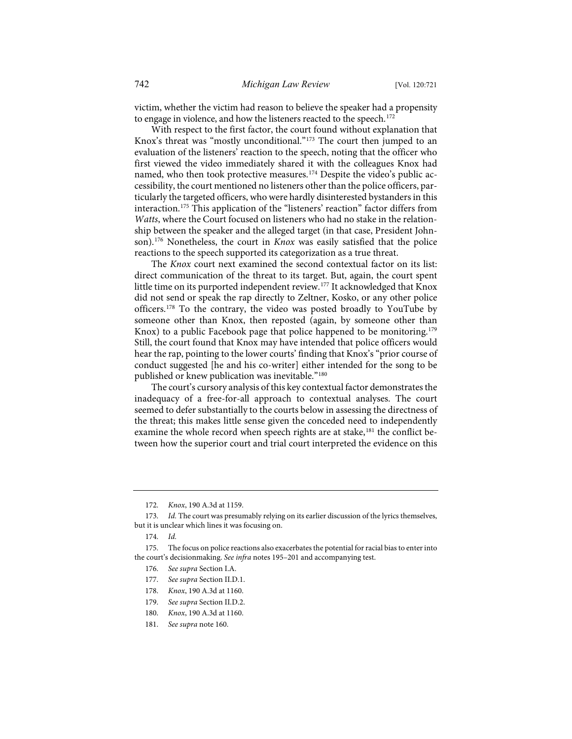victim, whether the victim had reason to believe the speaker had a propensity to engage in violence, and how the listeners reacted to the speech.[172]

With respect to the first factor, the court found without explanation that Knox's threat was "mostly unconditional."[173] The court then jumped to an evaluation of the listeners' reaction to the speech, noting that the officer who first viewed the video immediately shared it with the colleagues Knox had named, who then took protective measures.[174] Despite the video's public accessibility, the court mentioned no listeners other than the police officers, particularly the targeted officers, who were hardly disinterested bystanders in this interaction.[175] This application of the "listeners' reaction" factor differs from *Watts*, where the Court focused on listeners who had no stake in the relationship between the speaker and the alleged target (in that case, President Johnson).[176] Nonetheless, the court in *Knox* was easily satisfied that the police reactions to the speech supported its categorization as a true threat.

The *Knox* court next examined the second contextual factor on its list: direct communication of the threat to its target. But, again, the court spent little time on its purported independent review.[177] It acknowledged that Knox did not send or speak the rap directly to Zeltner, Kosko, or any other police officers.[178] To the contrary, the video was posted broadly to YouTube by someone other than Knox, then reposted (again, by someone other than Knox) to a public Facebook page that police happened to be monitoring.[179] Still, the court found that Knox may have intended that police officers would hear the rap, pointing to the lower courts' finding that Knox's "prior course of conduct suggested [he and his co-writer] either intended for the song to be published or knew publication was inevitable."[180]

The court's cursory analysis of this key contextual factor demonstrates the inadequacy of a free-for-all approach to contextual analyses. The court seemed to defer substantially to the courts below in assessing the directness of the threat; this makes little sense given the conceded need to independently examine the whole record when speech rights are at stake,[181] the conflict between how the superior court and trial court interpreted the evidence on this

---

172. *Knox*, 190 A.3d at 1159.

173. *Id.* The court was presumably relying on its earlier discussion of the lyrics themselves, but it is unclear which lines it was focusing on.

174. *Id.*

175. The focus on police reactions also exacerbates the potential for racial bias to enter into the court's decisionmaking. *See infra* notes 195–201 and accompanying test.

176. *See supra* Section I.A.

177. *See supra* Section II.D.1.

178. *Knox*, 190 A.3d at 1160.

179. *See supra* Section II.D.2.

180. *Knox*, 190 A.3d at 1160.

181. *See supra* note 160.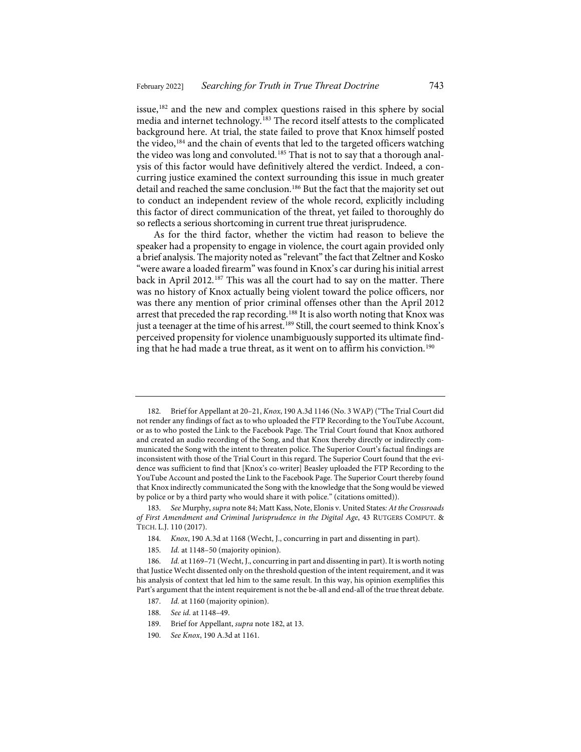issue,[182] and the new and complex questions raised in this sphere by social media and internet technology.[183] The record itself attests to the complicated background here. At trial, the state failed to prove that Knox himself posted the video,[184] and the chain of events that led to the targeted officers watching the video was long and convoluted.[185] That is not to say that a thorough analysis of this factor would have definitively altered the verdict. Indeed, a concurring justice examined the context surrounding this issue in much greater detail and reached the same conclusion.[186] But the fact that the majority set out to conduct an independent review of the whole record, explicitly including this factor of direct communication of the threat, yet failed to thoroughly do so reflects a serious shortcoming in current true threat jurisprudence.

As for the third factor, whether the victim had reason to believe the speaker had a propensity to engage in violence, the court again provided only a brief analysis. The majority noted as "relevant" the fact that Zeltner and Kosko "were aware a loaded firearm" was found in Knox's car during his initial arrest back in April 2012.[187] This was all the court had to say on the matter. There was no history of Knox actually being violent toward the police officers, nor was there any mention of prior criminal offenses other than the April 2012 arrest that preceded the rap recording.[188] It is also worth noting that Knox was just a teenager at the time of his arrest.[189] Still, the court seemed to think Knox's perceived propensity for violence unambiguously supported its ultimate finding that he had made a true threat, as it went on to affirm his conviction.[190]

---

182. Brief for Appellant at 20–21, *Knox*, 190 A.3d 1146 (No. 3 WAP) ("The Trial Court did not render any findings of fact as to who uploaded the FTP Recording to the YouTube Account, or as to who posted the Link to the Facebook Page. The Trial Court found that Knox authored and created an audio recording of the Song, and that Knox thereby directly or indirectly communicated the Song with the intent to threaten police. The Superior Court's factual findings are inconsistent with those of the Trial Court in this regard. The Superior Court found that the evidence was sufficient to find that [Knox's co-writer] Beasley uploaded the FTP Recording to the YouTube Account and posted the Link to the Facebook Page. The Superior Court thereby found that Knox indirectly communicated the Song with the knowledge that the Song would be viewed by police or by a third party who would share it with police." (citations omitted)).

183. *See* Murphy, *supra* note 84; Matt Kass, Note, Elonis v. United States*: At the Crossroads of First Amendment and Criminal Jurisprudence in the Digital Age*, 43 RUTGERS COMPUT. & TECH. L.J. 110 (2017).

184. *Knox*, 190 A.3d at 1168 (Wecht, J., concurring in part and dissenting in part).

185. *Id.* at 1148–50 (majority opinion).

186. *Id.* at 1169–71 (Wecht, J., concurring in part and dissenting in part). It is worth noting that Justice Wecht dissented only on the threshold question of the intent requirement, and it was his analysis of context that led him to the same result. In this way, his opinion exemplifies this Part's argument that the intent requirement is not the be-all and end-all of the true threat debate.

187. *Id.* at 1160 (majority opinion).

188. *See id.* at 1148–49.

189. Brief for Appellant, *supra* note 182, at 13.

190. *See Knox*, 190 A.3d at 1161.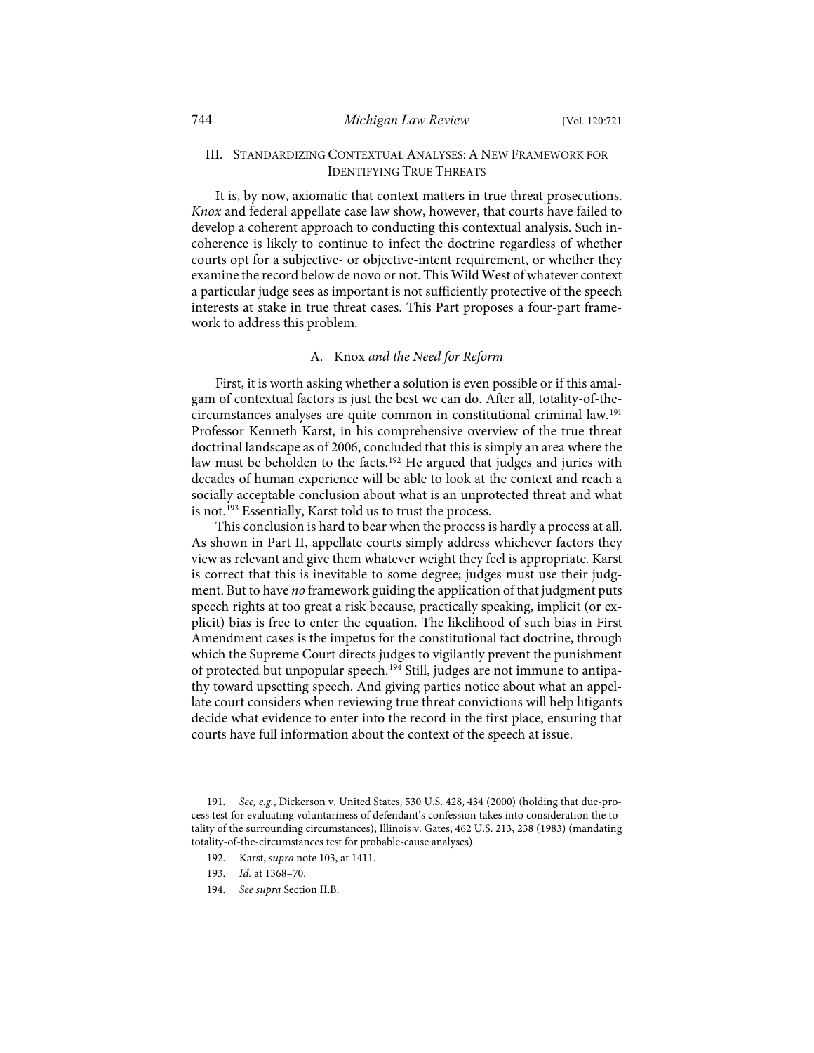## III. Standardizing Contextual Analyses: A New Framework for Identifying True Threats

It is, by now, axiomatic that context matters in true threat prosecutions. *Knox* and federal appellate case law show, however, that courts have failed to develop a coherent approach to conducting this contextual analysis. Such incoherence is likely to continue to infect the doctrine regardless of whether courts opt for a subjective- or objective-intent requirement, or whether they examine the record below de novo or not. This Wild West of whatever context a particular judge sees as important is not sufficiently protective of the speech interests at stake in true threat cases. This Part proposes a four-part framework to address this problem.

### A. *Knox and the Need for Reform*

First, it is worth asking whether a solution is even possible or if this amalgam of contextual factors is just the best we can do. After all, totality-of-the-circumstances analyses are quite common in constitutional criminal law.[191] Professor Kenneth Karst, in his comprehensive overview of the true threat doctrinal landscape as of 2006, concluded that this is simply an area where the law must be beholden to the facts.[192] He argued that judges and juries with decades of human experience will be able to look at the context and reach a socially acceptable conclusion about what is an unprotected threat and what is not.[193] Essentially, Karst told us to trust the process.

This conclusion is hard to bear when the process is hardly a process at all. As shown in Part II, appellate courts simply address whichever factors they view as relevant and give them whatever weight they feel is appropriate. Karst is correct that this is inevitable to some degree; judges must use their judgment. But to have *no* framework guiding the application of that judgment puts speech rights at too great a risk because, practically speaking, implicit (or explicit) bias is free to enter the equation. The likelihood of such bias in First Amendment cases is the impetus for the constitutional fact doctrine, through which the Supreme Court directs judges to vigilantly prevent the punishment of protected but unpopular speech.[194] Still, judges are not immune to antipathy toward upsetting speech. And giving parties notice about what an appellate court considers when reviewing true threat convictions will help litigants decide what evidence to enter into the record in the first place, ensuring that courts have full information about the context of the speech at issue.

---

191. *See, e.g.*, Dickerson v. United States, 530 U.S. 428, 434 (2000) (holding that due-process test for evaluating voluntariness of defendant's confession takes into consideration the totality of the surrounding circumstances); Illinois v. Gates, 462 U.S. 213, 238 (1983) (mandating totality-of-the-circumstances test for probable-cause analyses).

192. Karst, *supra* note 103, at 1411.

193. *Id.* at 1368–70.

194. *See supra* Section II.B.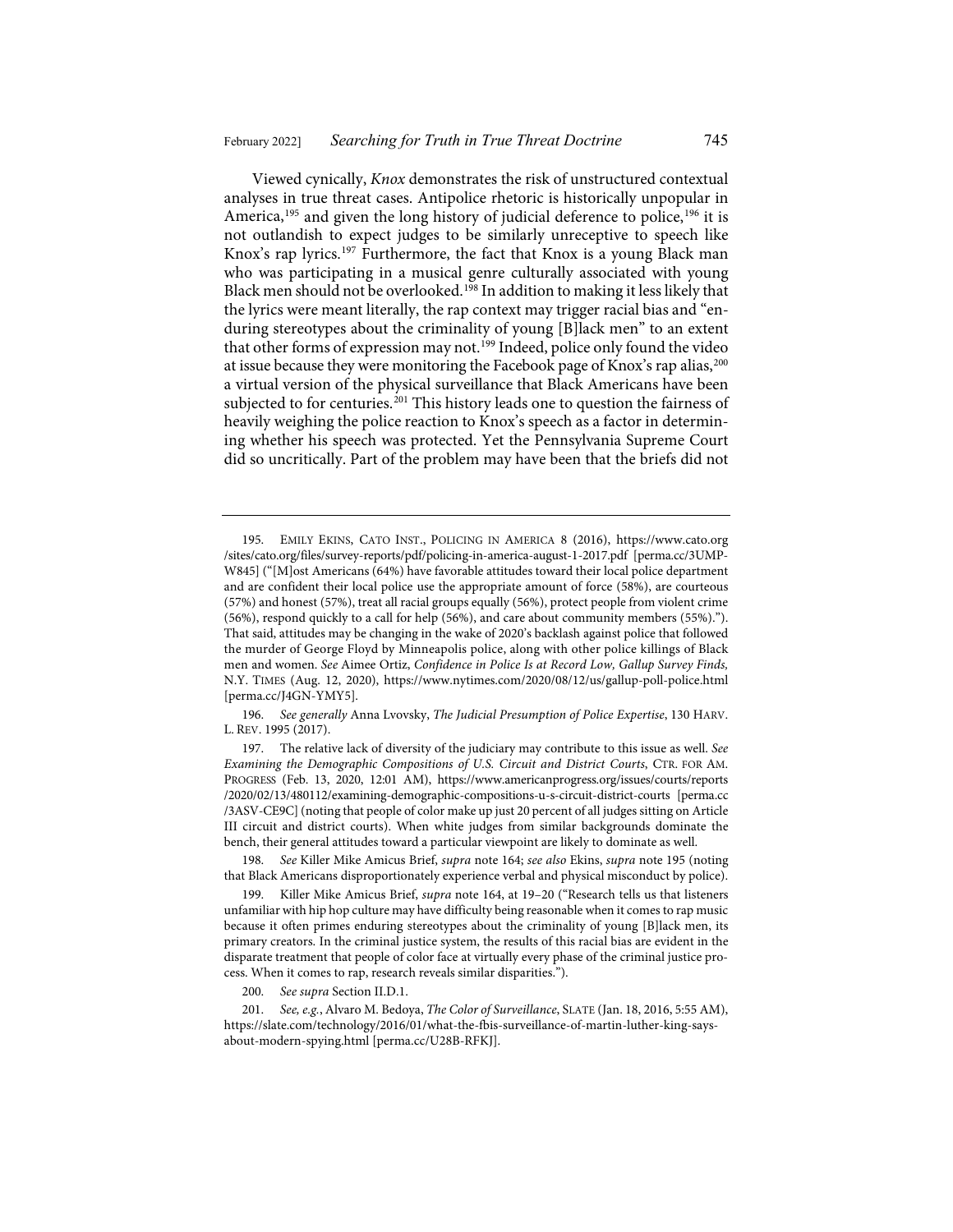Viewed cynically, *Knox* demonstrates the risk of unstructured contextual analyses in true threat cases. Antipolice rhetoric is historically unpopular in America,[195] and given the long history of judicial deference to police,[196] it is not outlandish to expect judges to be similarly unreceptive to speech like Knox's rap lyrics.[197] Furthermore, the fact that Knox is a young Black man who was participating in a musical genre culturally associated with young Black men should not be overlooked.[198] In addition to making it less likely that the lyrics were meant literally, the rap context may trigger racial bias and "enduring stereotypes about the criminality of young [B]lack men" to an extent that other forms of expression may not.[199] Indeed, police only found the video at issue because they were monitoring the Facebook page of Knox's rap alias,[200] a virtual version of the physical surveillance that Black Americans have been subjected to for centuries.[201] This history leads one to question the fairness of heavily weighing the police reaction to Knox's speech as a factor in determining whether his speech was protected. Yet the Pennsylvania Supreme Court did so uncritically. Part of the problem may have been that the briefs did not

---

195. Emily Ekins, Cato Inst., Policing in America 8 (2016), https://www.cato.org/sites/cato.org/files/survey-reports/pdf/policing-in-america-august-1-2017.pdf [perma.cc/3UMP-W845] ("[M]ost Americans (64%) have favorable attitudes toward their local police department and are confident their local police use the appropriate amount of force (58%), are courteous (57%) and honest (57%), treat all racial groups equally (56%), protect people from violent crime (56%), respond quickly to a call for help (56%), and care about community members (55%)."). That said, attitudes may be changing in the wake of 2020's backlash against police that followed the murder of George Floyd by Minneapolis police, along with other police killings of Black men and women. *See* Aimee Ortiz, *Confidence in Police Is at Record Low, Gallup Survey Finds*, N.Y. Times (Aug. 12, 2020), https://www.nytimes.com/2020/08/12/us/gallup-poll-police.html [perma.cc/J4GN-YMY5].

196. *See generally* Anna Lvovsky, *The Judicial Presumption of Police Expertise*, 130 Harv. L. Rev. 1995 (2017).

197. The relative lack of diversity of the judiciary may contribute to this issue as well. *See Examining the Demographic Compositions of U.S. Circuit and District Courts*, Ctr. for Am. Progress (Feb. 13, 2020, 12:01 AM), https://www.americanprogress.org/issues/courts/reports/2020/02/13/480112/examining-demographic-compositions-u-s-circuit-district-courts [perma.cc/3ASV-CE9C] (noting that people of color make up just 20 percent of all judges sitting on Article III circuit and district courts). When white judges from similar backgrounds dominate the bench, their general attitudes toward a particular viewpoint are likely to dominate as well.

198. *See* Killer Mike Amicus Brief, *supra* note 164; *see also* Ekins, *supra* note 195 (noting that Black Americans disproportionately experience verbal and physical misconduct by police).

199. Killer Mike Amicus Brief, *supra* note 164, at 19–20 ("Research tells us that listeners unfamiliar with hip hop culture may have difficulty being reasonable when it comes to rap music because it often primes enduring stereotypes about the criminality of young [B]lack men, its primary creators. In the criminal justice system, the results of this racial bias are evident in the disparate treatment that people of color face at virtually every phase of the criminal justice process. When it comes to rap, research reveals similar disparities.").

200. *See supra* Section II.D.1.

201. *See, e.g.*, Alvaro M. Bedoya, *The Color of Surveillance*, Slate (Jan. 18, 2016, 5:55 AM), https://slate.com/technology/2016/01/what-the-fbis-surveillance-of-martin-luther-king-says-about-modern-spying.html [perma.cc/U28B-RFKJ].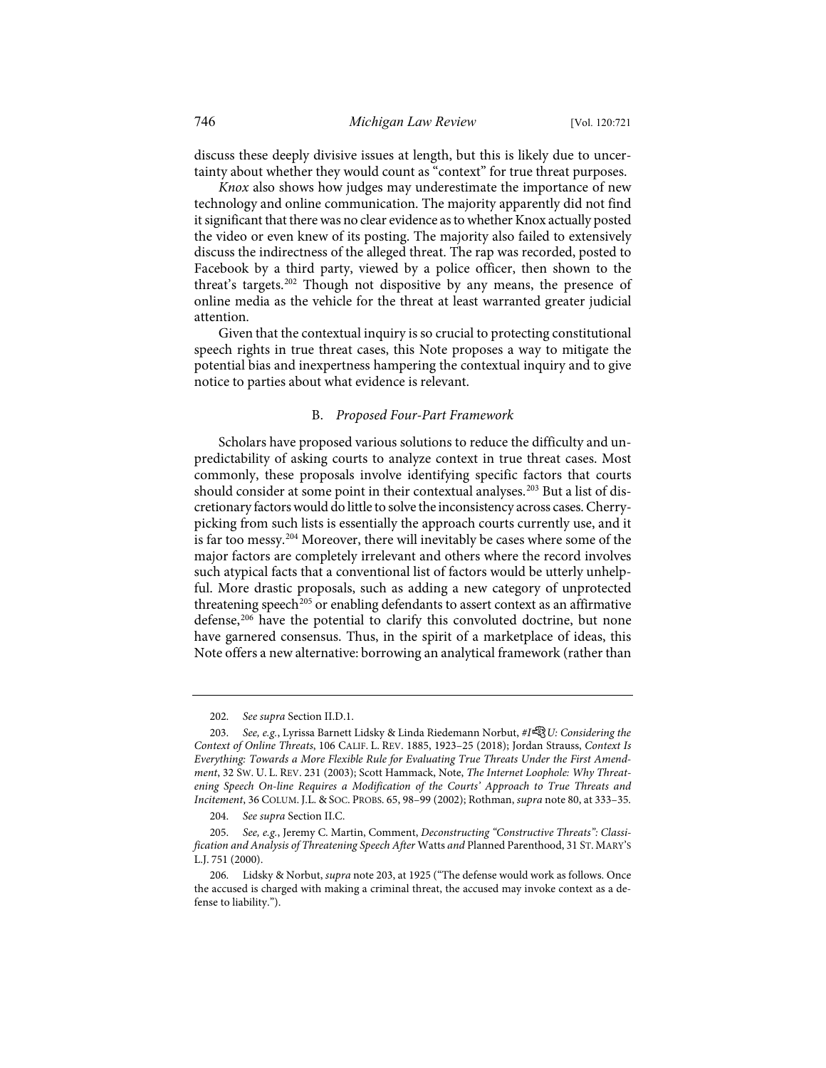discuss these deeply divisive issues at length, but this is likely due to uncertainty about whether they would count as "context" for true threat purposes.

*Knox* also shows how judges may underestimate the importance of new technology and online communication. The majority apparently did not find it significant that there was no clear evidence as to whether Knox actually posted the video or even knew of its posting. The majority also failed to extensively discuss the indirectness of the alleged threat. The rap was recorded, posted to Facebook by a third party, viewed by a police officer, then shown to the threat's targets.[202] Though not dispositive by any means, the presence of online media as the vehicle for the threat at least warranted greater judicial attention.

Given that the contextual inquiry is so crucial to protecting constitutional speech rights in true threat cases, this Note proposes a way to mitigate the potential bias and inexpertness hampering the contextual inquiry and to give notice to parties about what evidence is relevant.

### B. *Proposed Four-Part Framework*

Scholars have proposed various solutions to reduce the difficulty and unpredictability of asking courts to analyze context in true threat cases. Most commonly, these proposals involve identifying specific factors that courts should consider at some point in their contextual analyses.[203] But a list of discretionary factors would do little to solve the inconsistency across cases. Cherry-picking from such lists is essentially the approach courts currently use, and it is far too messy.[204] Moreover, there will inevitably be cases where some of the major factors are completely irrelevant and others where the record involves such atypical facts that a conventional list of factors would be utterly unhelpful. More drastic proposals, such as adding a new category of unprotected threatening speech[205] or enabling defendants to assert context as an affirmative defense,[206] have the potential to clarify this convoluted doctrine, but none have garnered consensus. Thus, in the spirit of a marketplace of ideas, this Note offers a new alternative: borrowing an analytical framework (rather than

---

202. *See supra* Section II.D.1.

203. *See, e.g.*, Lyrissa Barnett Lidsky & Linda Riedemann Norbut, *#I🔫U: Considering the Context of Online Threats*, 106 CALIF. L. REV. 1885, 1923–25 (2018); Jordan Strauss, *Context Is Everything: Towards a More Flexible Rule for Evaluating True Threats Under the First Amendment*, 32 SW. U. L. REV. 231 (2003); Scott Hammack, Note, *The Internet Loophole: Why Threatening Speech On-line Requires a Modification of the Courts' Approach to True Threats and Incitement*, 36 COLUM. J.L. & SOC. PROBS. 65, 98–99 (2002); Rothman, *supra* note 80, at 333–35.

204. *See supra* Section II.C.

205. *See, e.g.*, Jeremy C. Martin, Comment, *Deconstructing "Constructive Threats": Classification and Analysis of Threatening Speech After* Watts *and* Planned Parenthood, 31 ST. MARY'S L.J. 751 (2000).

206. Lidsky & Norbut, *supra* note 203, at 1925 ("The defense would work as follows. Once the accused is charged with making a criminal threat, the accused may invoke context as a defense to liability.").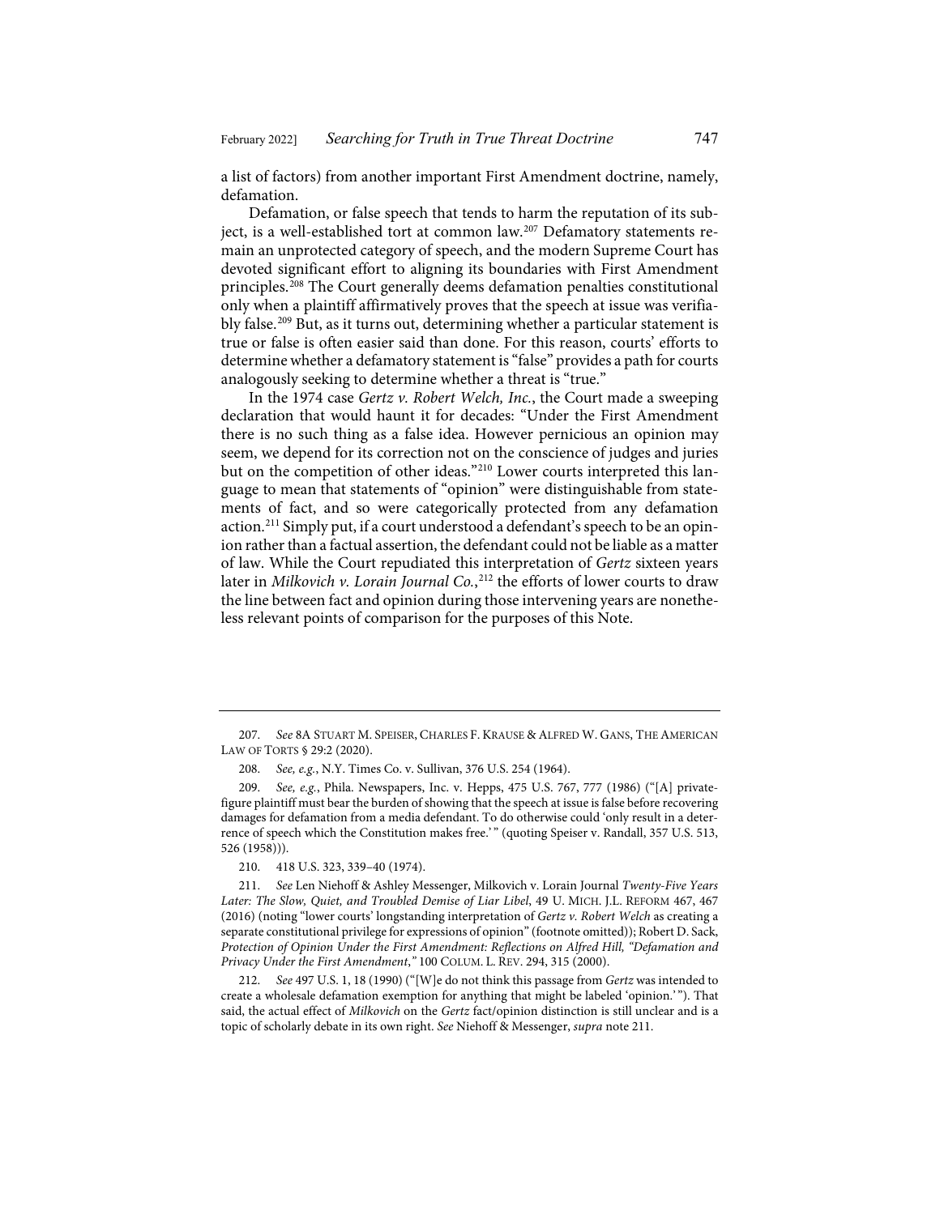a list of factors) from another important First Amendment doctrine, namely, defamation.

Defamation, or false speech that tends to harm the reputation of its subject, is a well-established tort at common law.[207] Defamatory statements remain an unprotected category of speech, and the modern Supreme Court has devoted significant effort to aligning its boundaries with First Amendment principles.[208] The Court generally deems defamation penalties constitutional only when a plaintiff affirmatively proves that the speech at issue was verifiably false.[209] But, as it turns out, determining whether a particular statement is true or false is often easier said than done. For this reason, courts' efforts to determine whether a defamatory statement is "false" provides a path for courts analogously seeking to determine whether a threat is "true."

In the 1974 case *Gertz v. Robert Welch, Inc.*, the Court made a sweeping declaration that would haunt it for decades: "Under the First Amendment there is no such thing as a false idea. However pernicious an opinion may seem, we depend for its correction not on the conscience of judges and juries but on the competition of other ideas."[210] Lower courts interpreted this language to mean that statements of "opinion" were distinguishable from statements of fact, and so were categorically protected from any defamation action.[211] Simply put, if a court understood a defendant's speech to be an opinion rather than a factual assertion, the defendant could not be liable as a matter of law. While the Court repudiated this interpretation of *Gertz* sixteen years later in *Milkovich v. Lorain Journal Co.*,[212] the efforts of lower courts to draw the line between fact and opinion during those intervening years are nonetheless relevant points of comparison for the purposes of this Note.

---

207. *See* 8A STUART M. SPEISER, CHARLES F. KRAUSE & ALFRED W. GANS, THE AMERICAN LAW OF TORTS § 29:2 (2020).

208. *See, e.g.*, N.Y. Times Co. v. Sullivan, 376 U.S. 254 (1964).

209. *See, e.g.*, Phila. Newspapers, Inc. v. Hepps, 475 U.S. 767, 777 (1986) ("[A] private-figure plaintiff must bear the burden of showing that the speech at issue is false before recovering damages for defamation from a media defendant. To do otherwise could 'only result in a deterrence of speech which the Constitution makes free.'" (quoting Speiser v. Randall, 357 U.S. 513, 526 (1958))).

210. 418 U.S. 323, 339–40 (1974).

211. *See* Len Niehoff & Ashley Messenger, Milkovich v. Lorain Journal *Twenty-Five Years Later: The Slow, Quiet, and Troubled Demise of Liar Libel*, 49 U. MICH. J.L. REFORM 467, 467 (2016) (noting "lower courts' longstanding interpretation of *Gertz v. Robert Welch* as creating a separate constitutional privilege for expressions of opinion" (footnote omitted)); Robert D. Sack, *Protection of Opinion Under the First Amendment: Reflections on Alfred Hill, "Defamation and Privacy Under the First Amendment*,*"* 100 COLUM. L. REV. 294, 315 (2000).

212. *See* 497 U.S. 1, 18 (1990) ("[W]e do not think this passage from *Gertz* was intended to create a wholesale defamation exemption for anything that might be labeled 'opinion.'"). That said, the actual effect of *Milkovich* on the *Gertz* fact/opinion distinction is still unclear and is a topic of scholarly debate in its own right. *See* Niehoff & Messenger, *supra* note 211.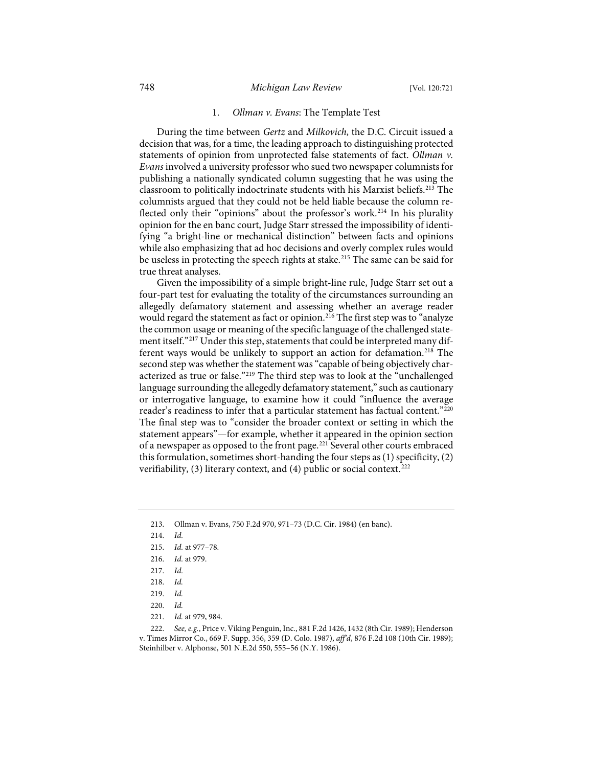### 1. *Ollman v. Evans*: The Template Test

During the time between *Gertz* and *Milkovich*, the D.C. Circuit issued a decision that was, for a time, the leading approach to distinguishing protected statements of opinion from unprotected false statements of fact. *Ollman v. Evans* involved a university professor who sued two newspaper columnists for publishing a nationally syndicated column suggesting that he was using the classroom to politically indoctrinate students with his Marxist beliefs.[213] The columnists argued that they could not be held liable because the column reflected only their "opinions" about the professor's work.[214] In his plurality opinion for the en banc court, Judge Starr stressed the impossibility of identifying "a bright-line or mechanical distinction" between facts and opinions while also emphasizing that ad hoc decisions and overly complex rules would be useless in protecting the speech rights at stake.[215] The same can be said for true threat analyses.

Given the impossibility of a simple bright-line rule, Judge Starr set out a four-part test for evaluating the totality of the circumstances surrounding an allegedly defamatory statement and assessing whether an average reader would regard the statement as fact or opinion.[216] The first step was to "analyze the common usage or meaning of the specific language of the challenged statement itself."[217] Under this step, statements that could be interpreted many different ways would be unlikely to support an action for defamation.[218] The second step was whether the statement was "capable of being objectively characterized as true or false."[219] The third step was to look at the "unchallenged language surrounding the allegedly defamatory statement," such as cautionary or interrogative language, to examine how it could "influence the average reader's readiness to infer that a particular statement has factual content."[220] The final step was to "consider the broader context or setting in which the statement appears"—for example, whether it appeared in the opinion section of a newspaper as opposed to the front page.[221] Several other courts embraced this formulation, sometimes short-handing the four steps as (1) specificity, (2) verifiability, (3) literary context, and (4) public or social context.[222]

---

213. Ollman v. Evans, 750 F.2d 970, 971–73 (D.C. Cir. 1984) (en banc).

214. *Id.*

215. *Id.* at 977–78.

216. *Id.* at 979.

217. *Id.*

218. *Id.*

219. *Id.*

220. *Id.*

221. *Id.* at 979, 984.

222. *See, e.g.*, Price v. Viking Penguin, Inc., 881 F.2d 1426, 1432 (8th Cir. 1989); Henderson v. Times Mirror Co., 669 F. Supp. 356, 359 (D. Colo. 1987), *aff'd*, 876 F.2d 108 (10th Cir. 1989); Steinhilber v. Alphonse, 501 N.E.2d 550, 555–56 (N.Y. 1986).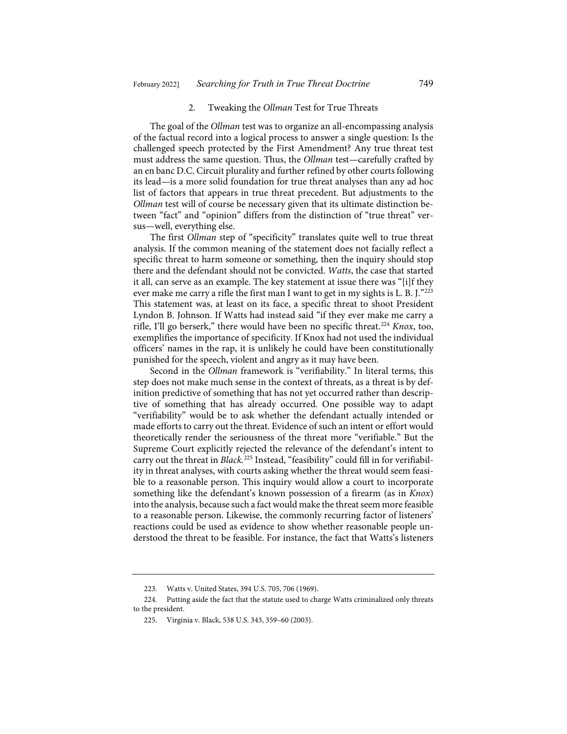### 2. Tweaking the *Ollman* Test for True Threats

The goal of the *Ollman* test was to organize an all-encompassing analysis of the factual record into a logical process to answer a single question: Is the challenged speech protected by the First Amendment? Any true threat test must address the same question. Thus, the *Ollman* test—carefully crafted by an en banc D.C. Circuit plurality and further refined by other courts following its lead—is a more solid foundation for true threat analyses than any ad hoc list of factors that appears in true threat precedent. But adjustments to the *Ollman* test will of course be necessary given that its ultimate distinction between "fact" and "opinion" differs from the distinction of "true threat" versus—well, everything else.

The first *Ollman* step of "specificity" translates quite well to true threat analysis. If the common meaning of the statement does not facially reflect a specific threat to harm someone or something, then the inquiry should stop there and the defendant should not be convicted. *Watts*, the case that started it all, can serve as an example. The key statement at issue there was "[i]f they ever make me carry a rifle the first man I want to get in my sights is L. B. J."[223] This statement was, at least on its face, a specific threat to shoot President Lyndon B. Johnson. If Watts had instead said "if they ever make me carry a rifle, I'll go berserk," there would have been no specific threat.[224] *Knox*, too, exemplifies the importance of specificity. If Knox had not used the individual officers' names in the rap, it is unlikely he could have been constitutionally punished for the speech, violent and angry as it may have been.

Second in the *Ollman* framework is "verifiability." In literal terms, this step does not make much sense in the context of threats, as a threat is by definition predictive of something that has not yet occurred rather than descriptive of something that has already occurred. One possible way to adapt "verifiability" would be to ask whether the defendant actually intended or made efforts to carry out the threat. Evidence of such an intent or effort would theoretically render the seriousness of the threat more "verifiable." But the Supreme Court explicitly rejected the relevance of the defendant's intent to carry out the threat in *Black*.[225] Instead, "feasibility" could fill in for verifiability in threat analyses, with courts asking whether the threat would seem feasible to a reasonable person. This inquiry would allow a court to incorporate something like the defendant's known possession of a firearm (as in *Knox*) into the analysis, because such a fact would make the threat seem more feasible to a reasonable person. Likewise, the commonly recurring factor of listeners' reactions could be used as evidence to show whether reasonable people understood the threat to be feasible. For instance, the fact that Watts's listeners

---

223. Watts v. United States, 394 U.S. 705, 706 (1969).

224. Putting aside the fact that the statute used to charge Watts criminalized only threats to the president.

225. Virginia v. Black, 538 U.S. 343, 359–60 (2003).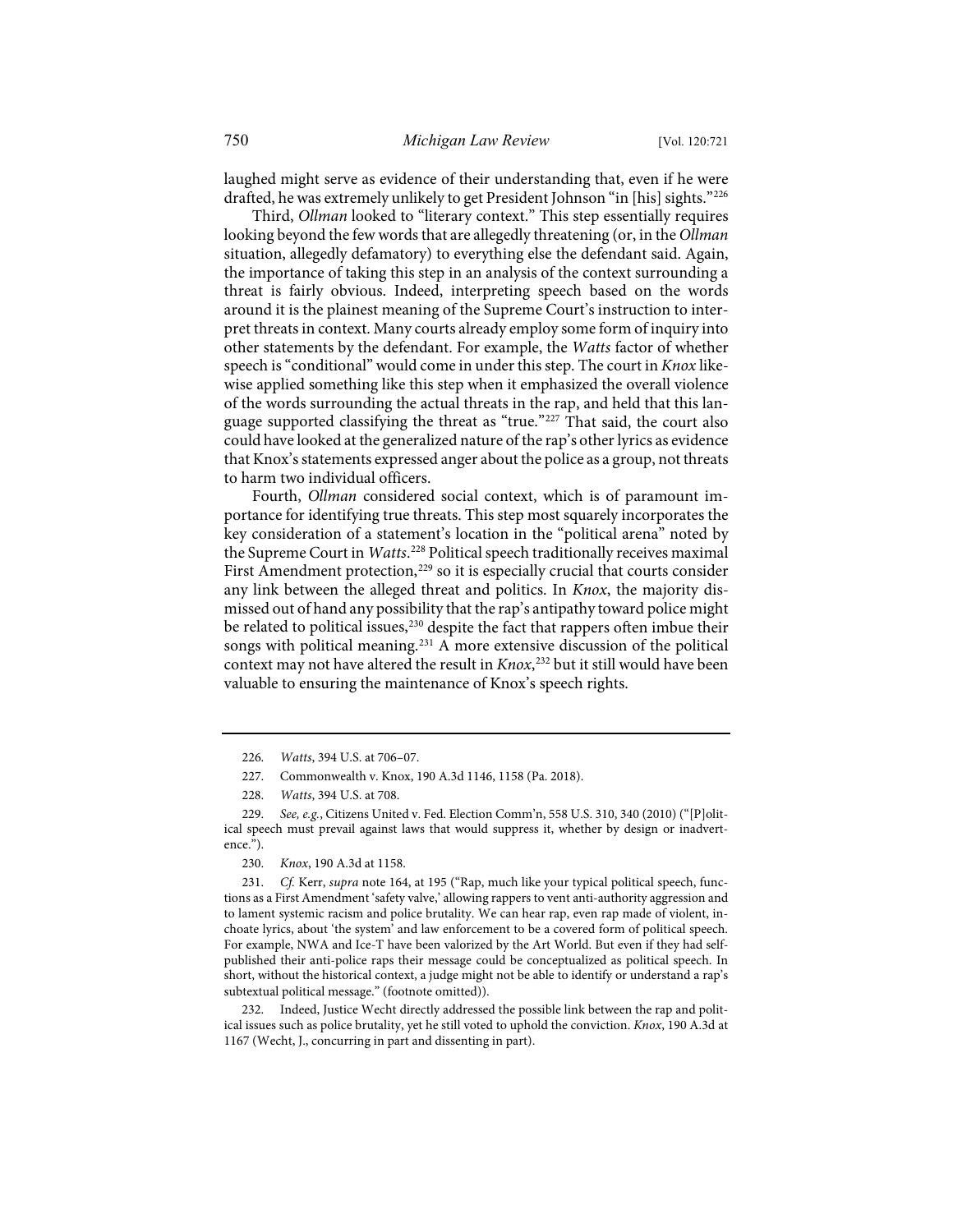laughed might serve as evidence of their understanding that, even if he were drafted, he was extremely unlikely to get President Johnson "in [his] sights."[226]

Third, *Ollman* looked to "literary context." This step essentially requires looking beyond the few words that are allegedly threatening (or, in the *Ollman* situation, allegedly defamatory) to everything else the defendant said. Again, the importance of taking this step in an analysis of the context surrounding a threat is fairly obvious. Indeed, interpreting speech based on the words around it is the plainest meaning of the Supreme Court's instruction to interpret threats in context. Many courts already employ some form of inquiry into other statements by the defendant. For example, the *Watts* factor of whether speech is "conditional" would come in under this step. The court in *Knox* likewise applied something like this step when it emphasized the overall violence of the words surrounding the actual threats in the rap, and held that this language supported classifying the threat as "true."[227] That said, the court also could have looked at the generalized nature of the rap's other lyrics as evidence that Knox's statements expressed anger about the police as a group, not threats to harm two individual officers.

Fourth, *Ollman* considered social context, which is of paramount importance for identifying true threats. This step most squarely incorporates the key consideration of a statement's location in the "political arena" noted by the Supreme Court in *Watts*.[228] Political speech traditionally receives maximal First Amendment protection,[229] so it is especially crucial that courts consider any link between the alleged threat and politics. In *Knox*, the majority dismissed out of hand any possibility that the rap's antipathy toward police might be related to political issues,[230] despite the fact that rappers often imbue their songs with political meaning.[231] A more extensive discussion of the political context may not have altered the result in *Knox*,[232] but it still would have been valuable to ensuring the maintenance of Knox's speech rights.

---

226. *Watts*, 394 U.S. at 706–07.

227. Commonwealth v. Knox, 190 A.3d 1146, 1158 (Pa. 2018).

228. *Watts*, 394 U.S. at 708.

229. *See, e.g.*, Citizens United v. Fed. Election Comm'n, 558 U.S. 310, 340 (2010) ("[P]olitical speech must prevail against laws that would suppress it, whether by design or inadvertence.").

230. *Knox*, 190 A.3d at 1158.

231. *Cf.* Kerr, *supra* note 164, at 195 ("Rap, much like your typical political speech, functions as a First Amendment 'safety valve,' allowing rappers to vent anti-authority aggression and to lament systemic racism and police brutality. We can hear rap, even rap made of violent, inchoate lyrics, about 'the system' and law enforcement to be a covered form of political speech. For example, NWA and Ice-T have been valorized by the Art World. But even if they had self-published their anti-police raps their message could be conceptualized as political speech. In short, without the historical context, a judge might not be able to identify or understand a rap's subtextual political message." (footnote omitted)).

232. Indeed, Justice Wecht directly addressed the possible link between the rap and political issues such as police brutality, yet he still voted to uphold the conviction. *Knox*, 190 A.3d at 1167 (Wecht, J., concurring in part and dissenting in part).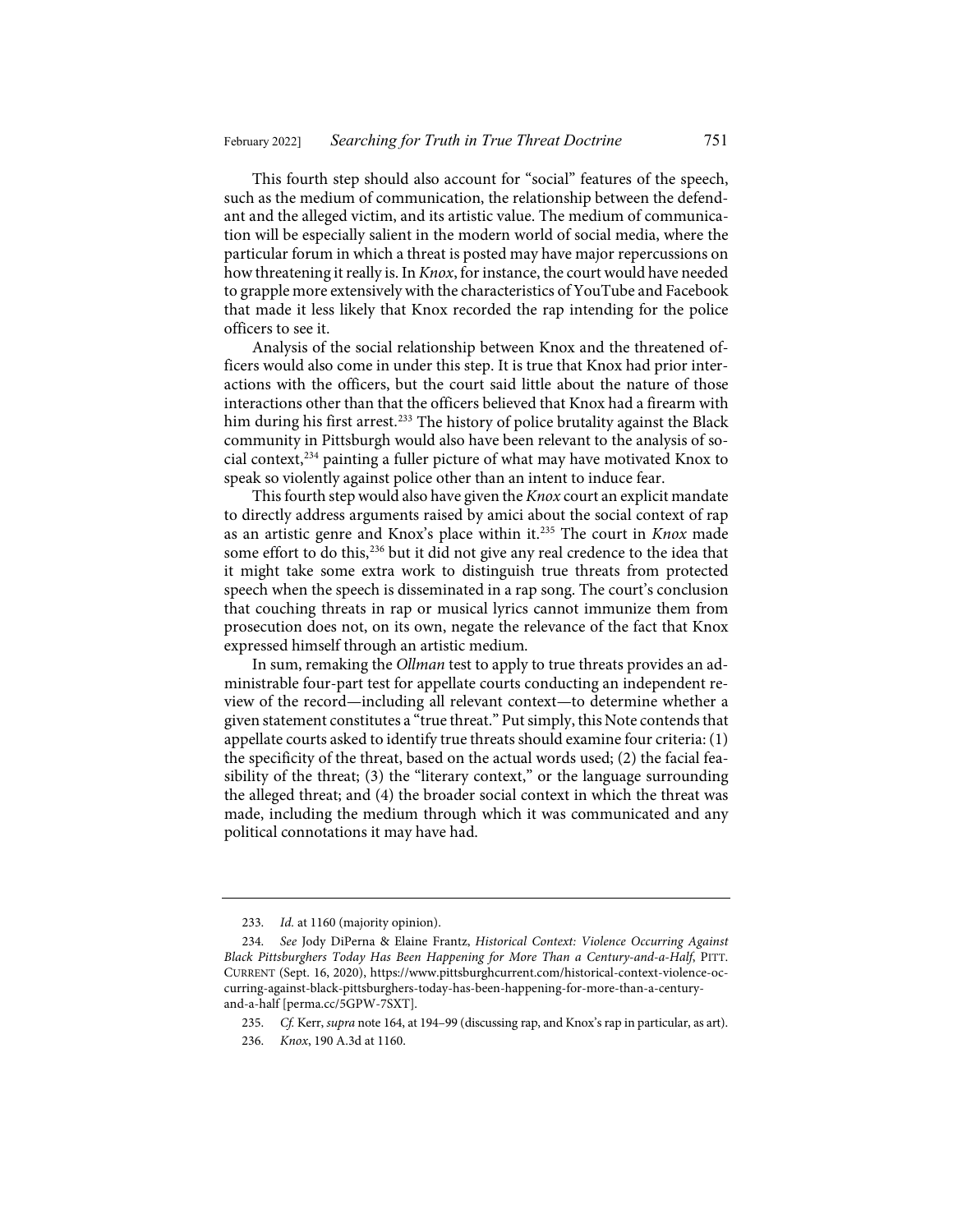This fourth step should also account for "social" features of the speech, such as the medium of communication, the relationship between the defendant and the alleged victim, and its artistic value. The medium of communication will be especially salient in the modern world of social media, where the particular forum in which a threat is posted may have major repercussions on how threatening it really is. In *Knox*, for instance, the court would have needed to grapple more extensively with the characteristics of YouTube and Facebook that made it less likely that Knox recorded the rap intending for the police officers to see it.

Analysis of the social relationship between Knox and the threatened officers would also come in under this step. It is true that Knox had prior interactions with the officers, but the court said little about the nature of those interactions other than that the officers believed that Knox had a firearm with him during his first arrest.[233] The history of police brutality against the Black community in Pittsburgh would also have been relevant to the analysis of social context,[234] painting a fuller picture of what may have motivated Knox to speak so violently against police other than an intent to induce fear.

This fourth step would also have given the *Knox* court an explicit mandate to directly address arguments raised by amici about the social context of rap as an artistic genre and Knox's place within it.[235] The court in *Knox* made some effort to do this,[236] but it did not give any real credence to the idea that it might take some extra work to distinguish true threats from protected speech when the speech is disseminated in a rap song. The court's conclusion that couching threats in rap or musical lyrics cannot immunize them from prosecution does not, on its own, negate the relevance of the fact that Knox expressed himself through an artistic medium.

In sum, remaking the *Ollman* test to apply to true threats provides an administrable four-part test for appellate courts conducting an independent review of the record—including all relevant context—to determine whether a given statement constitutes a "true threat." Put simply, this Note contends that appellate courts asked to identify true threats should examine four criteria: (1) the specificity of the threat, based on the actual words used; (2) the facial feasibility of the threat; (3) the "literary context," or the language surrounding the alleged threat; and (4) the broader social context in which the threat was made, including the medium through which it was communicated and any political connotations it may have had.

---

233. *Id.* at 1160 (majority opinion).

234. *See* Jody DiPerna & Elaine Frantz, *Historical Context: Violence Occurring Against Black Pittsburghers Today Has Been Happening for More Than a Century-and-a-Half*, PITT. CURRENT (Sept. 16, 2020), https://www.pittsburghcurrent.com/historical-context-violence-occurring-against-black-pittsburghers-today-has-been-happening-for-more-than-a-century-and-a-half [perma.cc/5GPW-7SXT].

235. *Cf.* Kerr, *supra* note 164, at 194–99 (discussing rap, and Knox's rap in particular, as art).

236. *Knox*, 190 A.3d at 1160.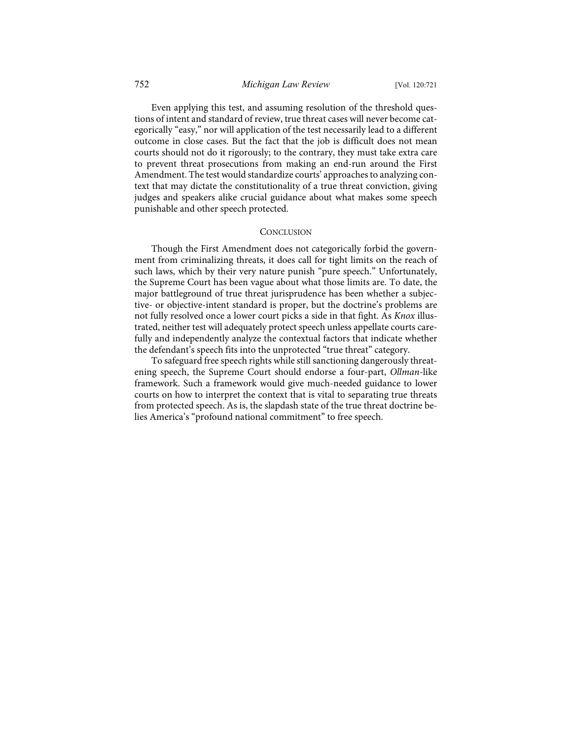Even applying this test, and assuming resolution of the threshold questions of intent and standard of review, true threat cases will never become categorically "easy," nor will application of the test necessarily lead to a different outcome in close cases. But the fact that the job is difficult does not mean courts should not do it rigorously; to the contrary, they must take extra care to prevent threat prosecutions from making an end-run around the First Amendment. The test would standardize courts' approaches to analyzing context that may dictate the constitutionality of a true threat conviction, giving judges and speakers alike crucial guidance about what makes some speech punishable and other speech protected.

## Conclusion

Though the First Amendment does not categorically forbid the government from criminalizing threats, it does call for tight limits on the reach of such laws, which by their very nature punish "pure speech." Unfortunately, the Supreme Court has been vague about what those limits are. To date, the major battleground of true threat jurisprudence has been whether a subjective- or objective-intent standard is proper, but the doctrine's problems are not fully resolved once a lower court picks a side in that fight. As *Knox* illustrated, neither test will adequately protect speech unless appellate courts carefully and independently analyze the contextual factors that indicate whether the defendant's speech fits into the unprotected "true threat" category.

To safeguard free speech rights while still sanctioning dangerously threatening speech, the Supreme Court should endorse a four-part, *Ollman*-like framework. Such a framework would give much-needed guidance to lower courts on how to interpret the context that is vital to separating true threats from protected speech. As is, the slapdash state of the true threat doctrine belies America's "profound national commitment" to free speech.